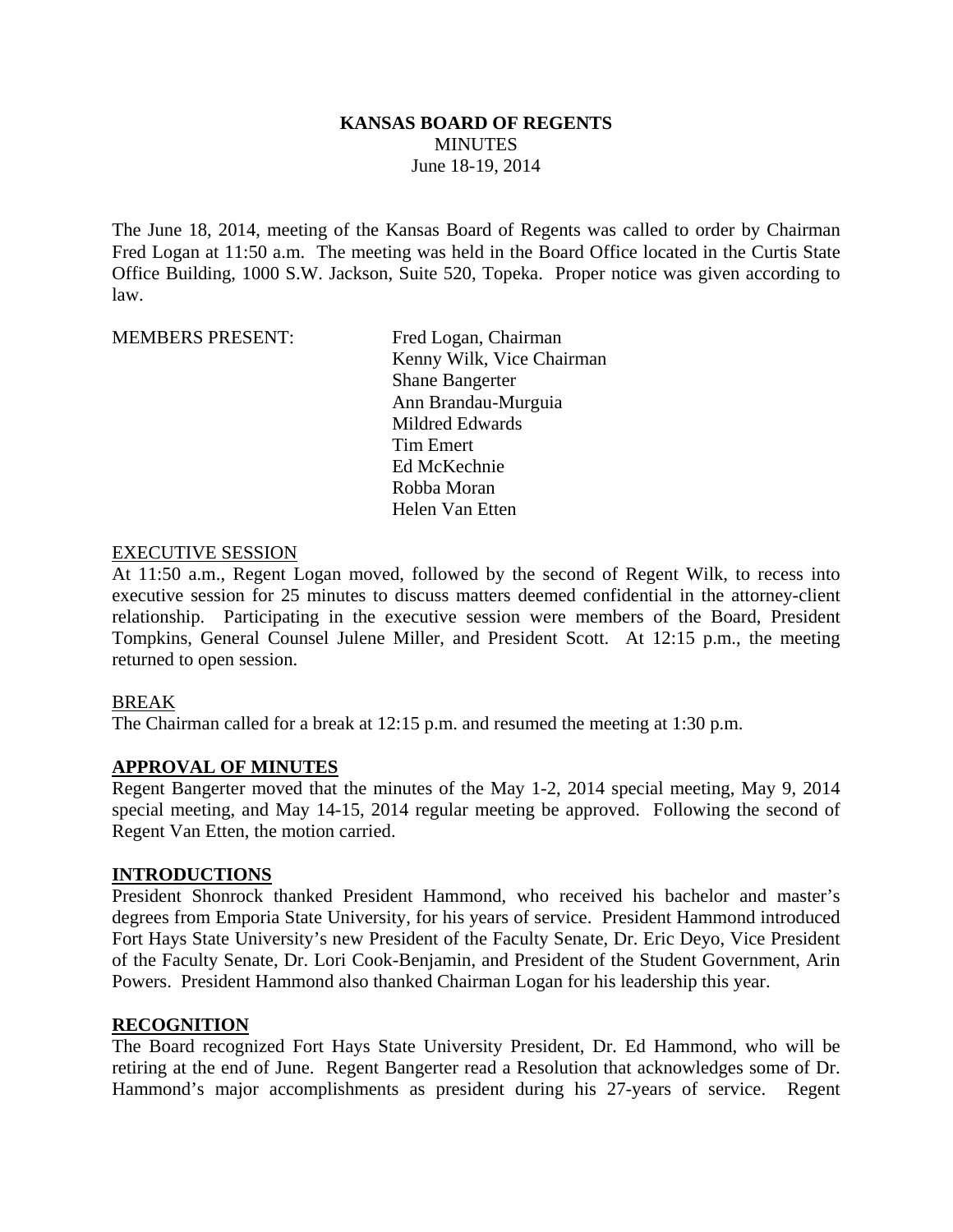# KANSAS BOARD OF REGENTS

MINUTES

June 18-19, 2014

The June 18, 2014, meeting of the Kansas Board of Regents was called to order by Chairman Fred Logan at 11:50 a.m. The meeting was held in the Board Office located in the Curtis State Office Building, 1000 S.W. Jackson, Suite 520, Topeka. Proper notice was given according to law.

MEMBERS PRESENT:

Fred Logan, Chairman
Kenny Wilk, Vice Chairman
Shane Bangerter
Ann Brandau-Murguia
Mildred Edwards
Tim Emert
Ed McKechnie
Robba Moran
Helen Van Etten

EXECUTIVE SESSION

At 11:50 a.m., Regent Logan moved, followed by the second of Regent Wilk, to recess into executive session for 25 minutes to discuss matters deemed confidential in the attorney-client relationship. Participating in the executive session were members of the Board, President Tompkins, General Counsel Julene Miller, and President Scott. At 12:15 p.m., the meeting returned to open session.

BREAK

The Chairman called for a break at 12:15 p.m. and resumed the meeting at 1:30 p.m.

## APPROVAL OF MINUTES

Regent Bangerter moved that the minutes of the May 1-2, 2014 special meeting, May 9, 2014 special meeting, and May 14-15, 2014 regular meeting be approved. Following the second of Regent Van Etten, the motion carried.

## INTRODUCTIONS

President Shonrock thanked President Hammond, who received his bachelor and master's degrees from Emporia State University, for his years of service. President Hammond introduced Fort Hays State University's new President of the Faculty Senate, Dr. Eric Deyo, Vice President of the Faculty Senate, Dr. Lori Cook-Benjamin, and President of the Student Government, Arin Powers. President Hammond also thanked Chairman Logan for his leadership this year.

## RECOGNITION

The Board recognized Fort Hays State University President, Dr. Ed Hammond, who will be retiring at the end of June. Regent Bangerter read a Resolution that acknowledges some of Dr. Hammond's major accomplishments as president during his 27-years of service. Regent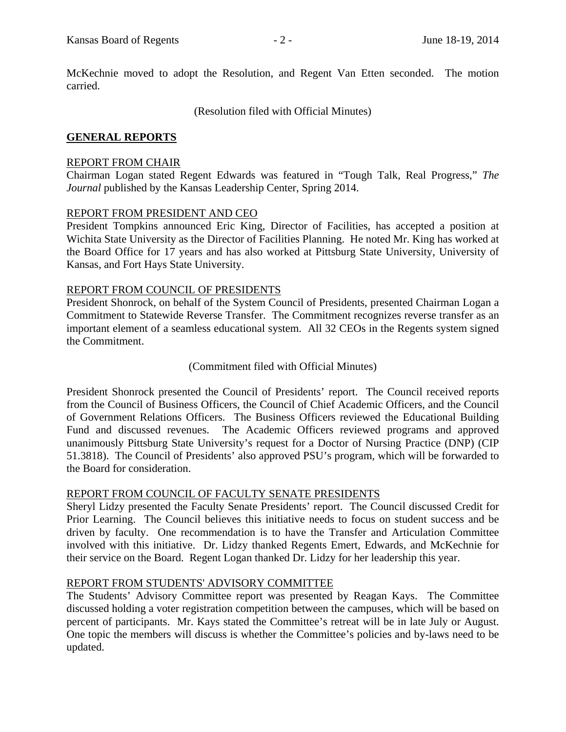McKechnie moved to adopt the Resolution, and Regent Van Etten seconded. The motion carried.

(Resolution filed with Official Minutes)

## GENERAL REPORTS

### REPORT FROM CHAIR

Chairman Logan stated Regent Edwards was featured in "Tough Talk, Real Progress," *The Journal* published by the Kansas Leadership Center, Spring 2014.

### REPORT FROM PRESIDENT AND CEO

President Tompkins announced Eric King, Director of Facilities, has accepted a position at Wichita State University as the Director of Facilities Planning. He noted Mr. King has worked at the Board Office for 17 years and has also worked at Pittsburg State University, University of Kansas, and Fort Hays State University.

### REPORT FROM COUNCIL OF PRESIDENTS

President Shonrock, on behalf of the System Council of Presidents, presented Chairman Logan a Commitment to Statewide Reverse Transfer. The Commitment recognizes reverse transfer as an important element of a seamless educational system. All 32 CEOs in the Regents system signed the Commitment.

(Commitment filed with Official Minutes)

President Shonrock presented the Council of Presidents' report. The Council received reports from the Council of Business Officers, the Council of Chief Academic Officers, and the Council of Government Relations Officers. The Business Officers reviewed the Educational Building Fund and discussed revenues. The Academic Officers reviewed programs and approved unanimously Pittsburg State University's request for a Doctor of Nursing Practice (DNP) (CIP 51.3818). The Council of Presidents' also approved PSU's program, which will be forwarded to the Board for consideration.

### REPORT FROM COUNCIL OF FACULTY SENATE PRESIDENTS

Sheryl Lidzy presented the Faculty Senate Presidents' report. The Council discussed Credit for Prior Learning. The Council believes this initiative needs to focus on student success and be driven by faculty. One recommendation is to have the Transfer and Articulation Committee involved with this initiative. Dr. Lidzy thanked Regents Emert, Edwards, and McKechnie for their service on the Board. Regent Logan thanked Dr. Lidzy for her leadership this year.

### REPORT FROM STUDENTS' ADVISORY COMMITTEE

The Students' Advisory Committee report was presented by Reagan Kays. The Committee discussed holding a voter registration competition between the campuses, which will be based on percent of participants. Mr. Kays stated the Committee's retreat will be in late July or August. One topic the members will discuss is whether the Committee's policies and by-laws need to be updated.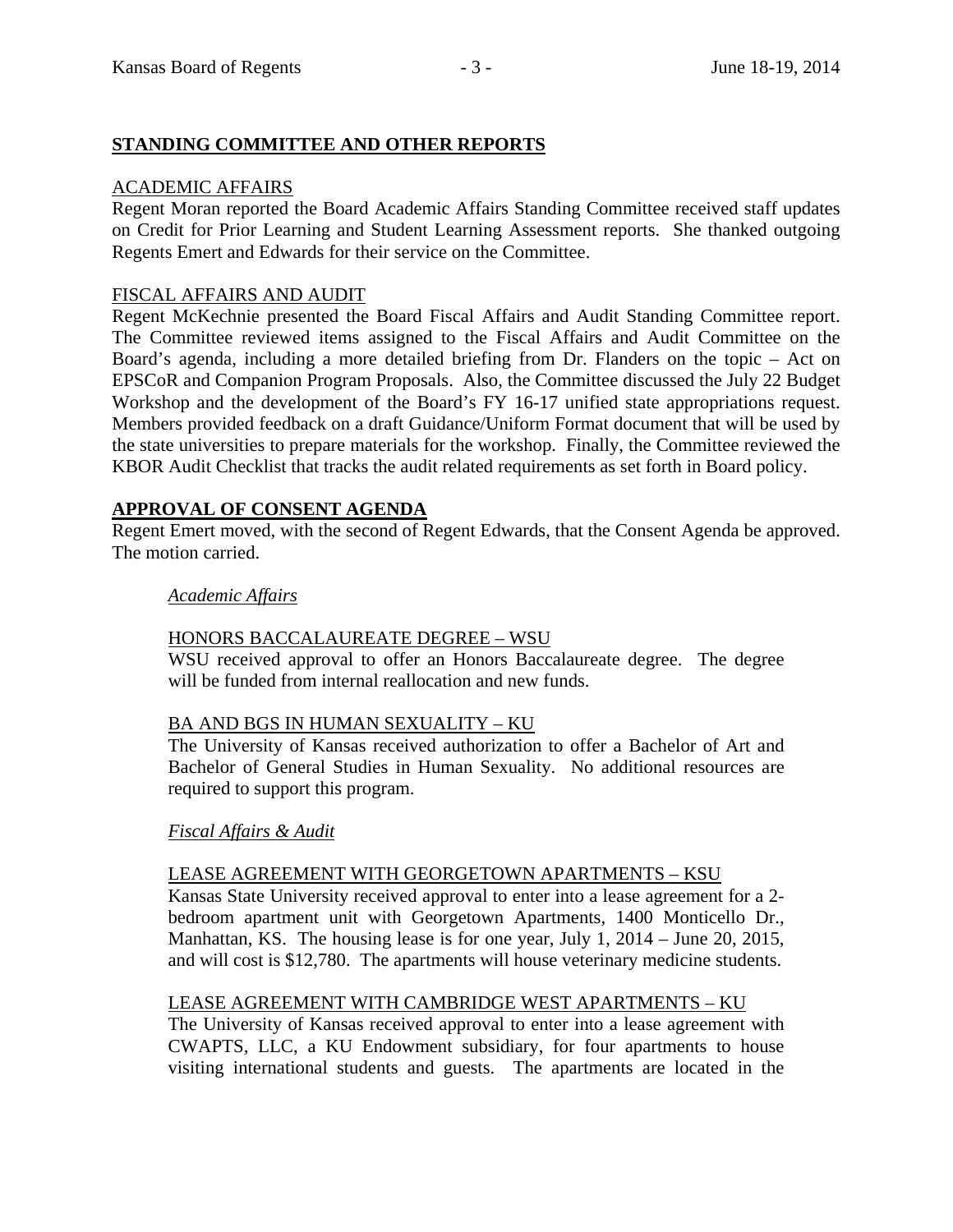## STANDING COMMITTEE AND OTHER REPORTS

ACADEMIC AFFAIRS

Regent Moran reported the Board Academic Affairs Standing Committee received staff updates on Credit for Prior Learning and Student Learning Assessment reports. She thanked outgoing Regents Emert and Edwards for their service on the Committee.

FISCAL AFFAIRS AND AUDIT

Regent McKechnie presented the Board Fiscal Affairs and Audit Standing Committee report. The Committee reviewed items assigned to the Fiscal Affairs and Audit Committee on the Board's agenda, including a more detailed briefing from Dr. Flanders on the topic – Act on EPSCoR and Companion Program Proposals. Also, the Committee discussed the July 22 Budget Workshop and the development of the Board's FY 16-17 unified state appropriations request. Members provided feedback on a draft Guidance/Uniform Format document that will be used by the state universities to prepare materials for the workshop. Finally, the Committee reviewed the KBOR Audit Checklist that tracks the audit related requirements as set forth in Board policy.

## APPROVAL OF CONSENT AGENDA

Regent Emert moved, with the second of Regent Edwards, that the Consent Agenda be approved. The motion carried.

*Academic Affairs*

HONORS BACCALAUREATE DEGREE – WSU

WSU received approval to offer an Honors Baccalaureate degree. The degree will be funded from internal reallocation and new funds.

BA AND BGS IN HUMAN SEXUALITY – KU

The University of Kansas received authorization to offer a Bachelor of Art and Bachelor of General Studies in Human Sexuality. No additional resources are required to support this program.

*Fiscal Affairs & Audit*

LEASE AGREEMENT WITH GEORGETOWN APARTMENTS – KSU

Kansas State University received approval to enter into a lease agreement for a 2-bedroom apartment unit with Georgetown Apartments, 1400 Monticello Dr., Manhattan, KS. The housing lease is for one year, July 1, 2014 – June 20, 2015, and will cost is $12,780. The apartments will house veterinary medicine students.

LEASE AGREEMENT WITH CAMBRIDGE WEST APARTMENTS – KU

The University of Kansas received approval to enter into a lease agreement with CWAPTS, LLC, a KU Endowment subsidiary, for four apartments to house visiting international students and guests. The apartments are located in the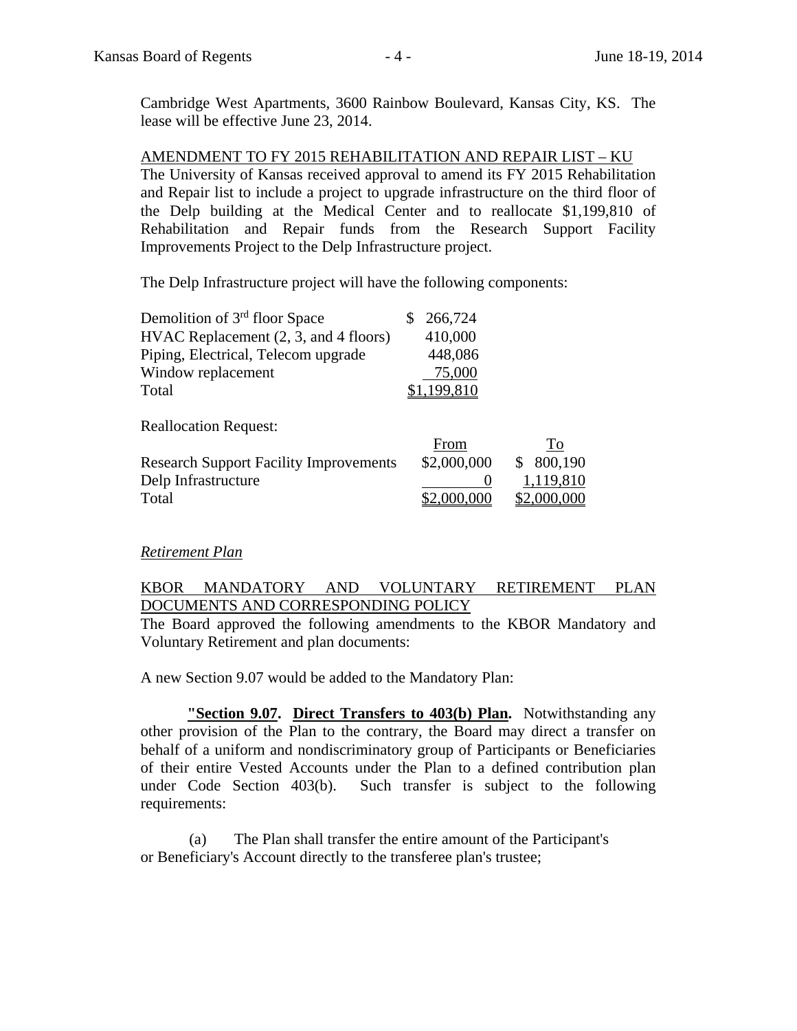Cambridge West Apartments, 3600 Rainbow Boulevard, Kansas City, KS. The lease will be effective June 23, 2014.

AMENDMENT TO FY 2015 REHABILITATION AND REPAIR LIST – KU

The University of Kansas received approval to amend its FY 2015 Rehabilitation and Repair list to include a project to upgrade infrastructure on the third floor of the Delp building at the Medical Center and to reallocate $1,199,810 of Rehabilitation and Repair funds from the Research Support Facility Improvements Project to the Delp Infrastructure project.

The Delp Infrastructure project will have the following components:

| | |
|---|---|
| Demolition of 3rd floor Space | $ 266,724 |
| HVAC Replacement (2, 3, and 4 floors) | 410,000 |
| Piping, Electrical, Telecom upgrade | 448,086 |
| Window replacement | 75,000 |
| Total | $1,199,810 |

Reallocation Request:

| | From | To |
|---|---|---|
| Research Support Facility Improvements | $2,000,000 | $ 800,190 |
| Delp Infrastructure | 0 | 1,119,810 |
| Total | $2,000,000 | $2,000,000 |

*Retirement Plan*

KBOR MANDATORY AND VOLUNTARY RETIREMENT PLAN DOCUMENTS AND CORRESPONDING POLICY

The Board approved the following amendments to the KBOR Mandatory and Voluntary Retirement and plan documents:

A new Section 9.07 would be added to the Mandatory Plan:

**"Section 9.07. Direct Transfers to 403(b) Plan.** Notwithstanding any other provision of the Plan to the contrary, the Board may direct a transfer on behalf of a uniform and nondiscriminatory group of Participants or Beneficiaries of their entire Vested Accounts under the Plan to a defined contribution plan under Code Section 403(b). Such transfer is subject to the following requirements:

(a) The Plan shall transfer the entire amount of the Participant's or Beneficiary's Account directly to the transferee plan's trustee;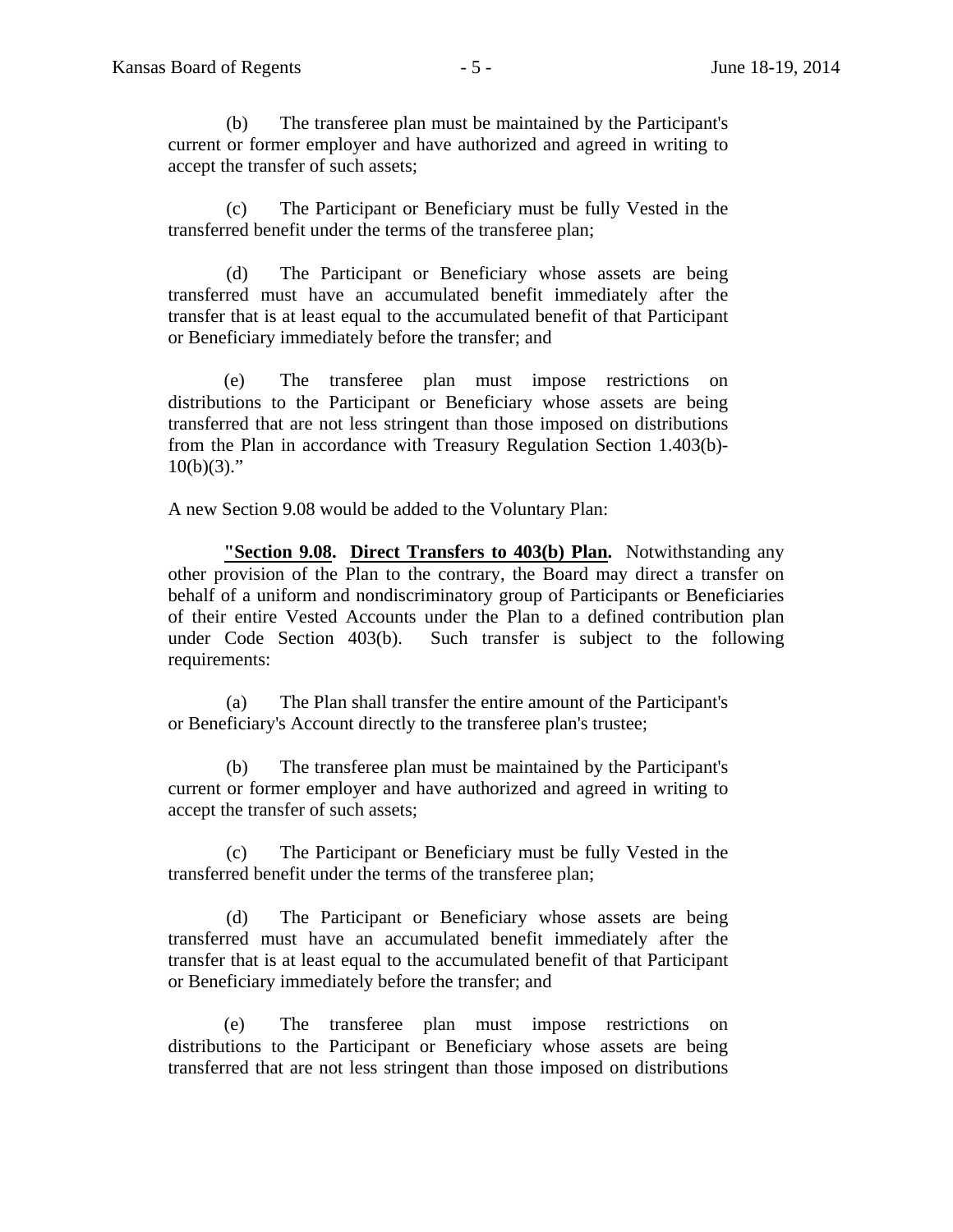(b) The transferee plan must be maintained by the Participant's current or former employer and have authorized and agreed in writing to accept the transfer of such assets;

(c) The Participant or Beneficiary must be fully Vested in the transferred benefit under the terms of the transferee plan;

(d) The Participant or Beneficiary whose assets are being transferred must have an accumulated benefit immediately after the transfer that is at least equal to the accumulated benefit of that Participant or Beneficiary immediately before the transfer; and

(e) The transferee plan must impose restrictions on distributions to the Participant or Beneficiary whose assets are being transferred that are not less stringent than those imposed on distributions from the Plan in accordance with Treasury Regulation Section 1.403(b)-10(b)(3)."

A new Section 9.08 would be added to the Voluntary Plan:

**"Section 9.08. Direct Transfers to 403(b) Plan.** Notwithstanding any other provision of the Plan to the contrary, the Board may direct a transfer on behalf of a uniform and nondiscriminatory group of Participants or Beneficiaries of their entire Vested Accounts under the Plan to a defined contribution plan under Code Section 403(b). Such transfer is subject to the following requirements:

(a) The Plan shall transfer the entire amount of the Participant's or Beneficiary's Account directly to the transferee plan's trustee;

(b) The transferee plan must be maintained by the Participant's current or former employer and have authorized and agreed in writing to accept the transfer of such assets;

(c) The Participant or Beneficiary must be fully Vested in the transferred benefit under the terms of the transferee plan;

(d) The Participant or Beneficiary whose assets are being transferred must have an accumulated benefit immediately after the transfer that is at least equal to the accumulated benefit of that Participant or Beneficiary immediately before the transfer; and

(e) The transferee plan must impose restrictions on distributions to the Participant or Beneficiary whose assets are being transferred that are not less stringent than those imposed on distributions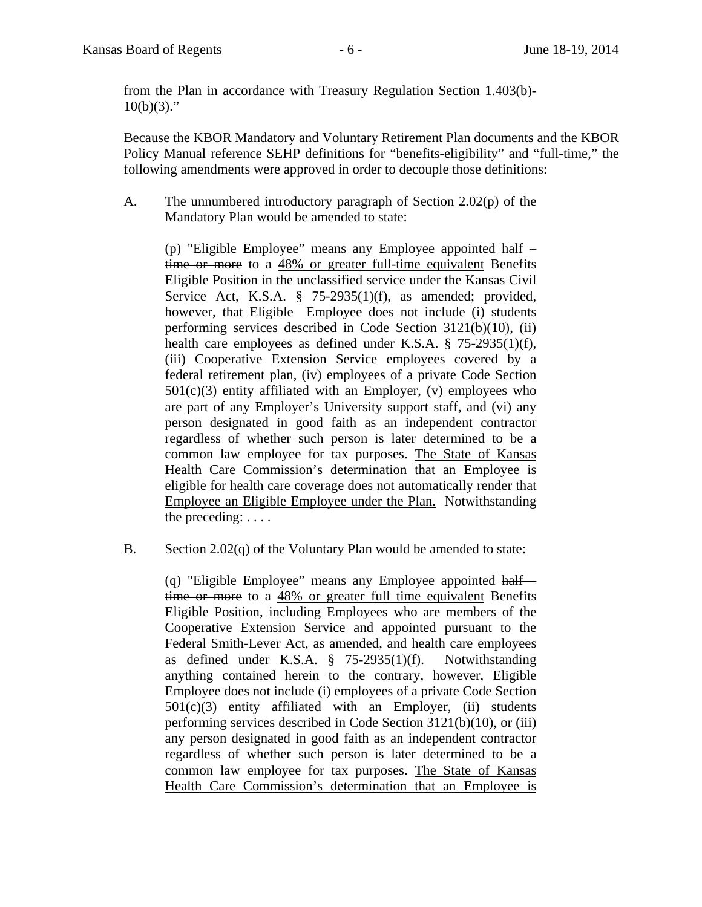from the Plan in accordance with Treasury Regulation Section 1.403(b)-10(b)(3)."

Because the KBOR Mandatory and Voluntary Retirement Plan documents and the KBOR Policy Manual reference SEHP definitions for "benefits-eligibility" and "full-time," the following amendments were approved in order to decouple those definitions:

A. The unnumbered introductory paragraph of Section 2.02(p) of the Mandatory Plan would be amended to state:

> (p) "Eligible Employee" means any Employee appointed ~~half – time or more~~ to a <u>48% or greater full-time equivalent</u> Benefits Eligible Position in the unclassified service under the Kansas Civil Service Act, K.S.A. § 75-2935(1)(f), as amended; provided, however, that Eligible Employee does not include (i) students performing services described in Code Section 3121(b)(10), (ii) health care employees as defined under K.S.A. § 75-2935(1)(f), (iii) Cooperative Extension Service employees covered by a federal retirement plan, (iv) employees of a private Code Section 501(c)(3) entity affiliated with an Employer, (v) employees who are part of any Employer's University support staff, and (vi) any person designated in good faith as an independent contractor regardless of whether such person is later determined to be a common law employee for tax purposes. <u>The State of Kansas Health Care Commission's determination that an Employee is eligible for health care coverage does not automatically render that Employee an Eligible Employee under the Plan.</u> Notwithstanding the preceding: . . . .

B. Section 2.02(q) of the Voluntary Plan would be amended to state:

> (q) "Eligible Employee" means any Employee appointed ~~half – time or more~~ to a <u>48% or greater full time equivalent</u> Benefits Eligible Position, including Employees who are members of the Cooperative Extension Service and appointed pursuant to the Federal Smith-Lever Act, as amended, and health care employees as defined under K.S.A. § 75-2935(1)(f). Notwithstanding anything contained herein to the contrary, however, Eligible Employee does not include (i) employees of a private Code Section 501(c)(3) entity affiliated with an Employer, (ii) students performing services described in Code Section 3121(b)(10), or (iii) any person designated in good faith as an independent contractor regardless of whether such person is later determined to be a common law employee for tax purposes. <u>The State of Kansas Health Care Commission's determination that an Employee is</u>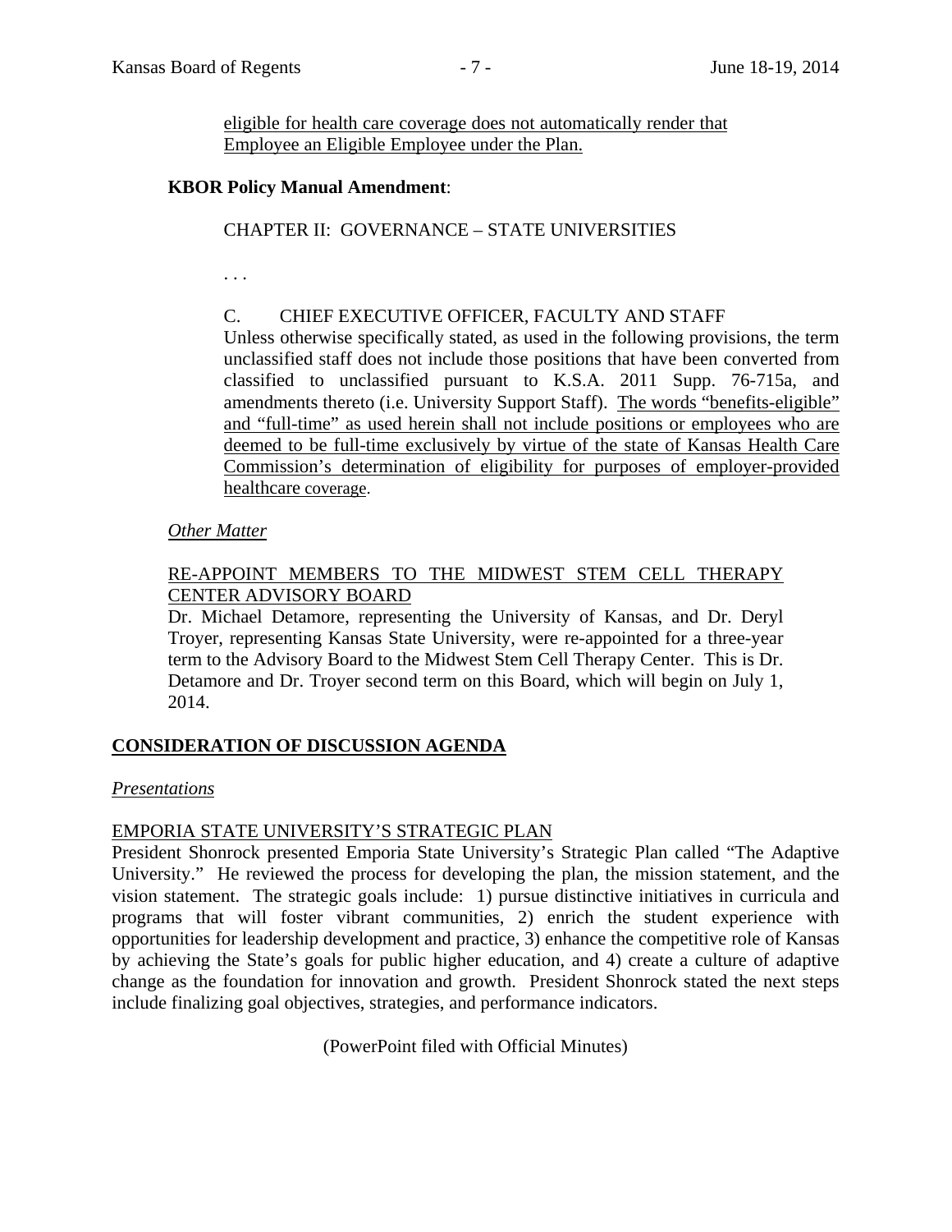eligible for health care coverage does not automatically render that Employee an Eligible Employee under the Plan.

**KBOR Policy Manual Amendment**:

CHAPTER II: GOVERNANCE – STATE UNIVERSITIES

. . .

C. CHIEF EXECUTIVE OFFICER, FACULTY AND STAFF

Unless otherwise specifically stated, as used in the following provisions, the term unclassified staff does not include those positions that have been converted from classified to unclassified pursuant to K.S.A. 2011 Supp. 76-715a, and amendments thereto (i.e. University Support Staff). The words "benefits-eligible" and "full-time" as used herein shall not include positions or employees who are deemed to be full-time exclusively by virtue of the state of Kansas Health Care Commission's determination of eligibility for purposes of employer-provided healthcare coverage.

*Other Matter*

RE-APPOINT MEMBERS TO THE MIDWEST STEM CELL THERAPY CENTER ADVISORY BOARD

Dr. Michael Detamore, representing the University of Kansas, and Dr. Deryl Troyer, representing Kansas State University, were re-appointed for a three-year term to the Advisory Board to the Midwest Stem Cell Therapy Center. This is Dr. Detamore and Dr. Troyer second term on this Board, which will begin on July 1, 2014.

## CONSIDERATION OF DISCUSSION AGENDA

*Presentations*

EMPORIA STATE UNIVERSITY'S STRATEGIC PLAN

President Shonrock presented Emporia State University's Strategic Plan called "The Adaptive University." He reviewed the process for developing the plan, the mission statement, and the vision statement. The strategic goals include: 1) pursue distinctive initiatives in curricula and programs that will foster vibrant communities, 2) enrich the student experience with opportunities for leadership development and practice, 3) enhance the competitive role of Kansas by achieving the State's goals for public higher education, and 4) create a culture of adaptive change as the foundation for innovation and growth. President Shonrock stated the next steps include finalizing goal objectives, strategies, and performance indicators.

(PowerPoint filed with Official Minutes)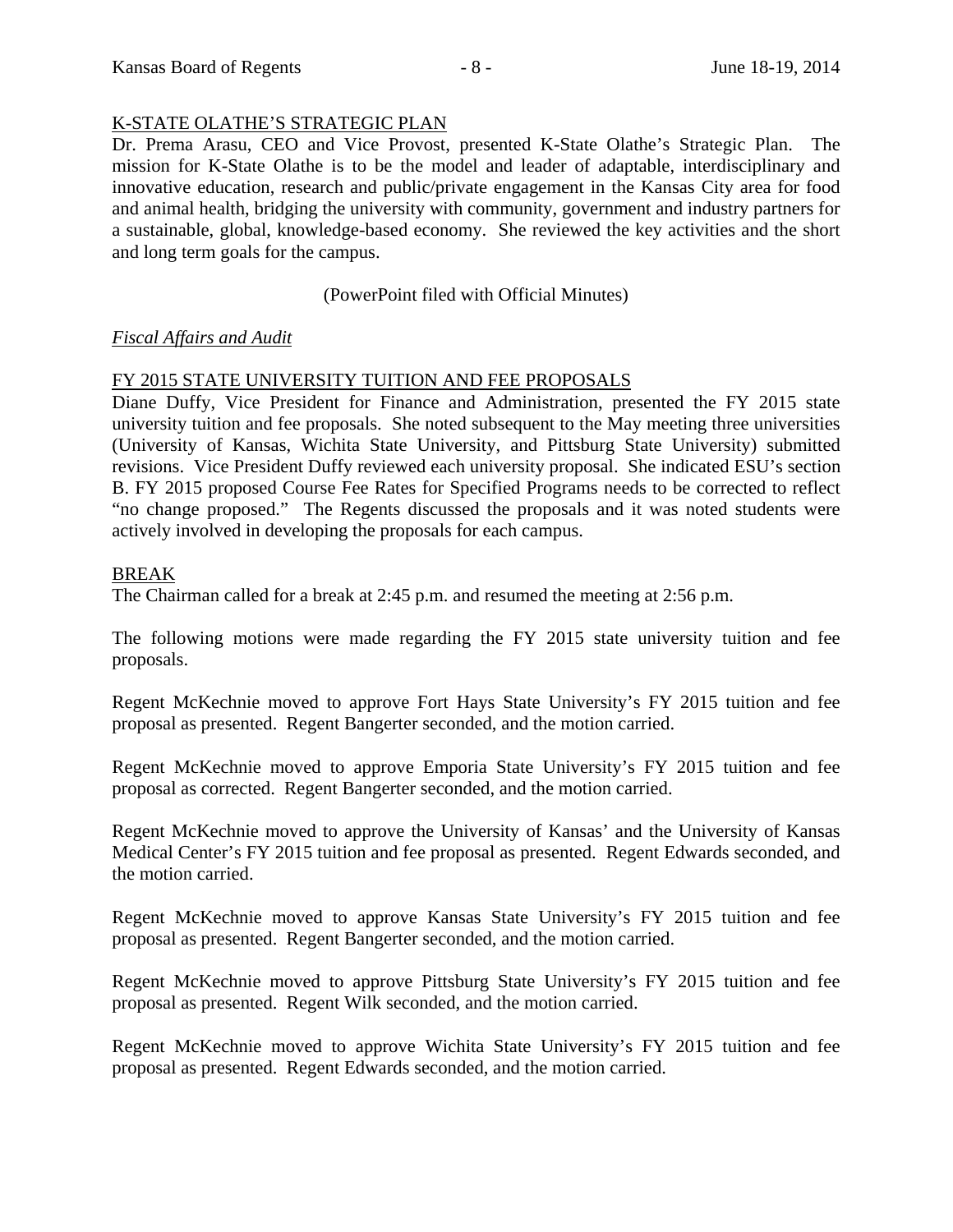K-STATE OLATHE'S STRATEGIC PLAN

Dr. Prema Arasu, CEO and Vice Provost, presented K-State Olathe's Strategic Plan. The mission for K-State Olathe is to be the model and leader of adaptable, interdisciplinary and innovative education, research and public/private engagement in the Kansas City area for food and animal health, bridging the university with community, government and industry partners for a sustainable, global, knowledge-based economy. She reviewed the key activities and the short and long term goals for the campus.

(PowerPoint filed with Official Minutes)

*Fiscal Affairs and Audit*

FY 2015 STATE UNIVERSITY TUITION AND FEE PROPOSALS

Diane Duffy, Vice President for Finance and Administration, presented the FY 2015 state university tuition and fee proposals. She noted subsequent to the May meeting three universities (University of Kansas, Wichita State University, and Pittsburg State University) submitted revisions. Vice President Duffy reviewed each university proposal. She indicated ESU's section B. FY 2015 proposed Course Fee Rates for Specified Programs needs to be corrected to reflect "no change proposed." The Regents discussed the proposals and it was noted students were actively involved in developing the proposals for each campus.

BREAK

The Chairman called for a break at 2:45 p.m. and resumed the meeting at 2:56 p.m.

The following motions were made regarding the FY 2015 state university tuition and fee proposals.

Regent McKechnie moved to approve Fort Hays State University's FY 2015 tuition and fee proposal as presented. Regent Bangerter seconded, and the motion carried.

Regent McKechnie moved to approve Emporia State University's FY 2015 tuition and fee proposal as corrected. Regent Bangerter seconded, and the motion carried.

Regent McKechnie moved to approve the University of Kansas' and the University of Kansas Medical Center's FY 2015 tuition and fee proposal as presented. Regent Edwards seconded, and the motion carried.

Regent McKechnie moved to approve Kansas State University's FY 2015 tuition and fee proposal as presented. Regent Bangerter seconded, and the motion carried.

Regent McKechnie moved to approve Pittsburg State University's FY 2015 tuition and fee proposal as presented. Regent Wilk seconded, and the motion carried.

Regent McKechnie moved to approve Wichita State University's FY 2015 tuition and fee proposal as presented. Regent Edwards seconded, and the motion carried.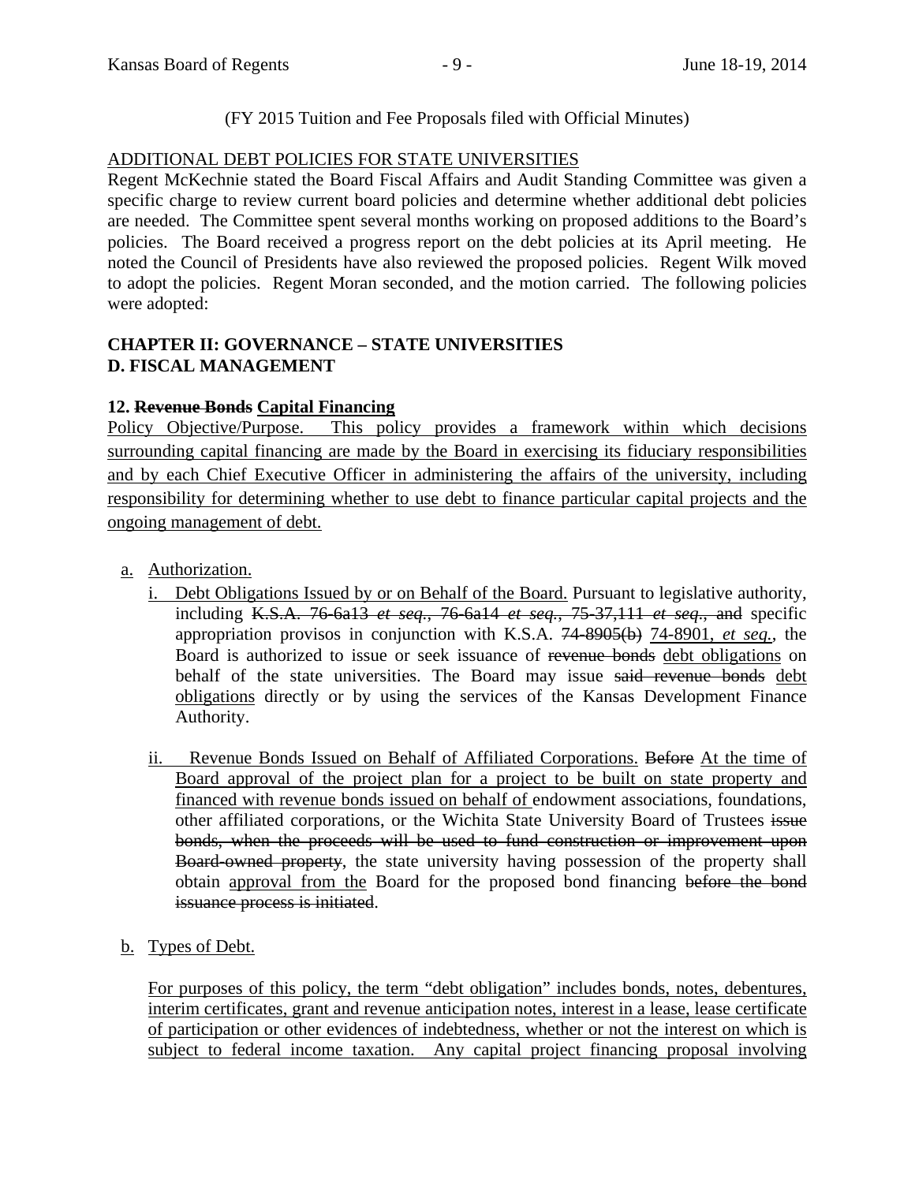(FY 2015 Tuition and Fee Proposals filed with Official Minutes)

<u>ADDITIONAL DEBT POLICIES FOR STATE UNIVERSITIES</u>

Regent McKechnie stated the Board Fiscal Affairs and Audit Standing Committee was given a specific charge to review current board policies and determine whether additional debt policies are needed. The Committee spent several months working on proposed additions to the Board's policies. The Board received a progress report on the debt policies at its April meeting. He noted the Council of Presidents have also reviewed the proposed policies. Regent Wilk moved to adopt the policies. Regent Moran seconded, and the motion carried. The following policies were adopted:

**CHAPTER II: GOVERNANCE – STATE UNIVERSITIES**
**D. FISCAL MANAGEMENT**

**12. ~~Revenue Bonds~~ <u>Capital Financing</u>**

<u>Policy Objective/Purpose. This policy provides a framework within which decisions surrounding capital financing are made by the Board in exercising its fiduciary responsibilities and by each Chief Executive Officer in administering the affairs of the university, including responsibility for determining whether to use debt to finance particular capital projects and the ongoing management of debt.</u>

<u>a.</u> <u>Authorization.</u>

<u>i.</u> <u>Debt Obligations Issued by or on Behalf of the Board.</u> Pursuant to legislative authority, including ~~K.S.A. 76-6a13 *et seq.*, 76-6a14 *et seq.*, 75-37,111 *et seq.*, and~~ specific appropriation provisos in conjunction with K.S.A. ~~74-8905(b)~~ <u>74-8901, *et seq.*</u>, the Board is authorized to issue or seek issuance of ~~revenue bonds~~ <u>debt obligations</u> on behalf of the state universities. The Board may issue ~~said revenue bonds~~ <u>debt obligations</u> directly or by using the services of the Kansas Development Finance Authority.

<u>ii.</u> <u>Revenue Bonds Issued on Behalf of Affiliated Corporations.</u> ~~Before~~ <u>At the time of Board approval of the project plan for a project to be built on state property and financed with revenue bonds issued on behalf of</u> endowment associations, foundations, other affiliated corporations, or the Wichita State University Board of Trustees ~~issue bonds, when the proceeds will be used to fund construction or improvement upon Board-owned property~~, the state university having possession of the property shall obtain <u>approval from the</u> Board for the proposed bond financing ~~before the bond issuance process is initiated~~.

<u>b.</u> <u>Types of Debt.</u>

<u>For purposes of this policy, the term "debt obligation" includes bonds, notes, debentures, interim certificates, grant and revenue anticipation notes, interest in a lease, lease certificate of participation or other evidences of indebtedness, whether or not the interest on which is subject to federal income taxation. Any capital project financing proposal involving</u>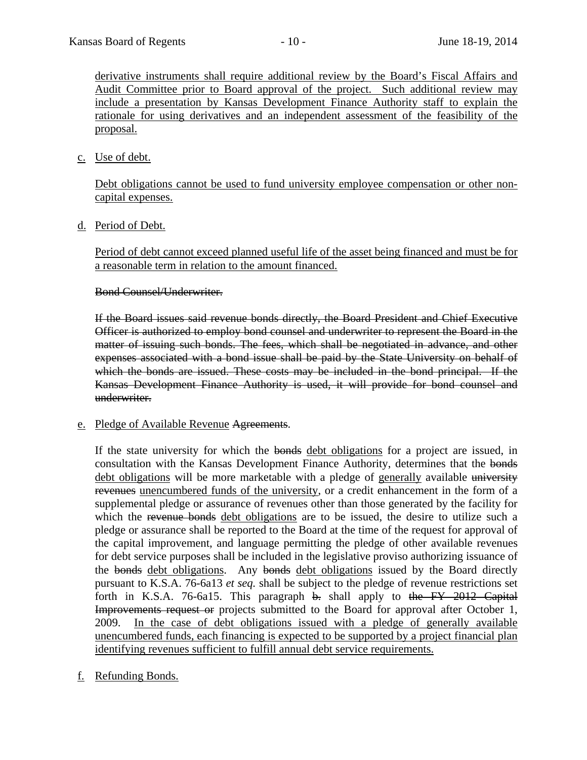derivative instruments shall require additional review by the Board's Fiscal Affairs and Audit Committee prior to Board approval of the project. Such additional review may include a presentation by Kansas Development Finance Authority staff to explain the rationale for using derivatives and an independent assessment of the feasibility of the proposal.

c. Use of debt.

Debt obligations cannot be used to fund university employee compensation or other non-capital expenses.

d. Period of Debt.

Period of debt cannot exceed planned useful life of the asset being financed and must be for a reasonable term in relation to the amount financed.

~~Bond Counsel/Underwriter.~~

~~If the Board issues said revenue bonds directly, the Board President and Chief Executive Officer is authorized to employ bond counsel and underwriter to represent the Board in the matter of issuing such bonds. The fees, which shall be negotiated in advance, and other expenses associated with a bond issue shall be paid by the State University on behalf of which the bonds are issued. These costs may be included in the bond principal. If the Kansas Development Finance Authority is used, it will provide for bond counsel and underwriter.~~

e. Pledge of Available Revenue ~~Agreements~~.

If the state university for which the ~~bonds~~ debt obligations for a project are issued, in consultation with the Kansas Development Finance Authority, determines that the ~~bonds~~ debt obligations will be more marketable with a pledge of generally available ~~university revenues~~ unencumbered funds of the university, or a credit enhancement in the form of a supplemental pledge or assurance of revenues other than those generated by the facility for which the ~~revenue bonds~~ debt obligations are to be issued, the desire to utilize such a pledge or assurance shall be reported to the Board at the time of the request for approval of the capital improvement, and language permitting the pledge of other available revenues for debt service purposes shall be included in the legislative proviso authorizing issuance of the ~~bonds~~ debt obligations. Any ~~bonds~~ debt obligations issued by the Board directly pursuant to K.S.A. 76-6a13 *et seq.* shall be subject to the pledge of revenue restrictions set forth in K.S.A. 76-6a15. This paragraph ~~b.~~ shall apply to ~~the FY 2012 Capital Improvements request or~~ projects submitted to the Board for approval after October 1, 2009. In the case of debt obligations issued with a pledge of generally available unencumbered funds, each financing is expected to be supported by a project financial plan identifying revenues sufficient to fulfill annual debt service requirements.

f. Refunding Bonds.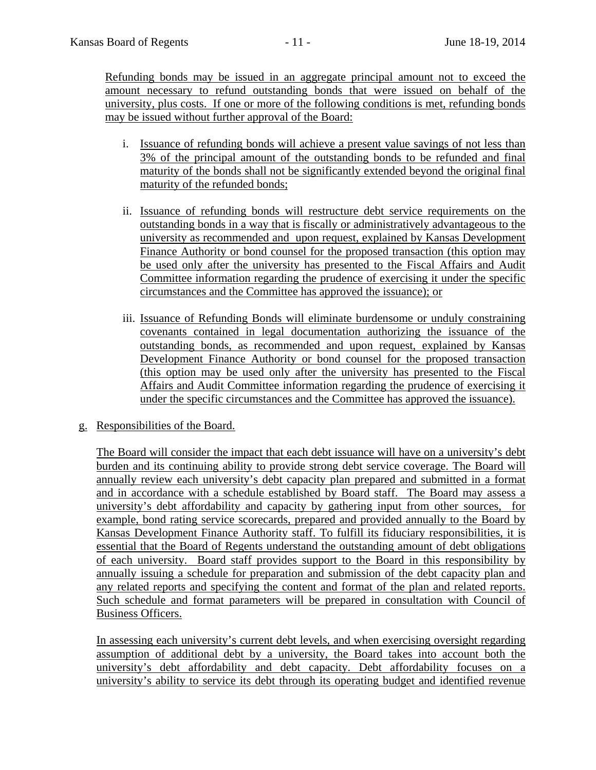Refunding bonds may be issued in an aggregate principal amount not to exceed the amount necessary to refund outstanding bonds that were issued on behalf of the university, plus costs. If one or more of the following conditions is met, refunding bonds may be issued without further approval of the Board:

i. Issuance of refunding bonds will achieve a present value savings of not less than 3% of the principal amount of the outstanding bonds to be refunded and final maturity of the bonds shall not be significantly extended beyond the original final maturity of the refunded bonds;

ii. Issuance of refunding bonds will restructure debt service requirements on the outstanding bonds in a way that is fiscally or administratively advantageous to the university as recommended and upon request, explained by Kansas Development Finance Authority or bond counsel for the proposed transaction (this option may be used only after the university has presented to the Fiscal Affairs and Audit Committee information regarding the prudence of exercising it under the specific circumstances and the Committee has approved the issuance); or

iii. Issuance of Refunding Bonds will eliminate burdensome or unduly constraining covenants contained in legal documentation authorizing the issuance of the outstanding bonds, as recommended and upon request, explained by Kansas Development Finance Authority or bond counsel for the proposed transaction (this option may be used only after the university has presented to the Fiscal Affairs and Audit Committee information regarding the prudence of exercising it under the specific circumstances and the Committee has approved the issuance).

g. Responsibilities of the Board.

The Board will consider the impact that each debt issuance will have on a university's debt burden and its continuing ability to provide strong debt service coverage. The Board will annually review each university's debt capacity plan prepared and submitted in a format and in accordance with a schedule established by Board staff. The Board may assess a university's debt affordability and capacity by gathering input from other sources, for example, bond rating service scorecards, prepared and provided annually to the Board by Kansas Development Finance Authority staff. To fulfill its fiduciary responsibilities, it is essential that the Board of Regents understand the outstanding amount of debt obligations of each university. Board staff provides support to the Board in this responsibility by annually issuing a schedule for preparation and submission of the debt capacity plan and any related reports and specifying the content and format of the plan and related reports. Such schedule and format parameters will be prepared in consultation with Council of Business Officers.

In assessing each university's current debt levels, and when exercising oversight regarding assumption of additional debt by a university, the Board takes into account both the university's debt affordability and debt capacity. Debt affordability focuses on a university's ability to service its debt through its operating budget and identified revenue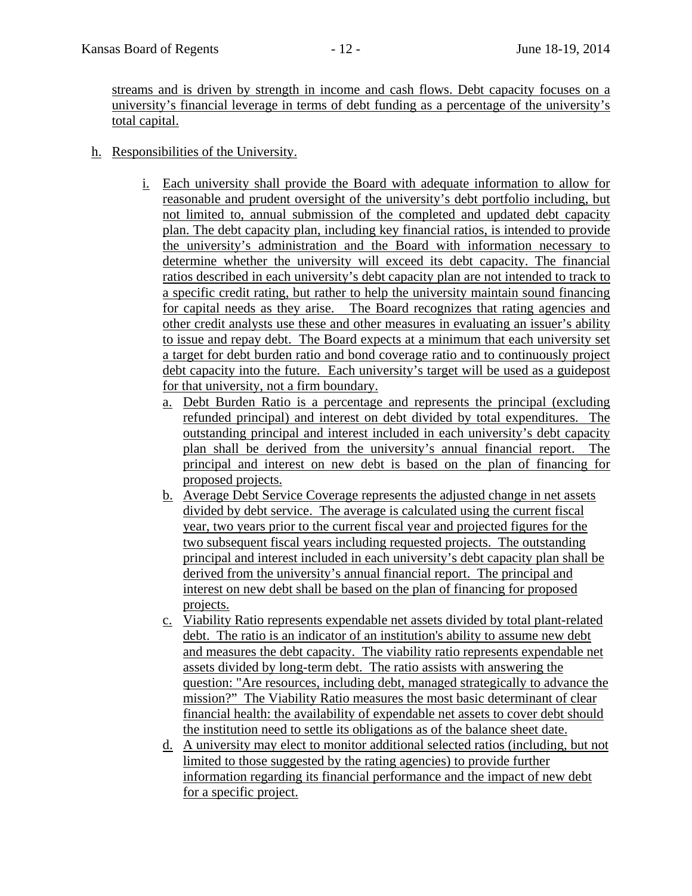streams and is driven by strength in income and cash flows. Debt capacity focuses on a university's financial leverage in terms of debt funding as a percentage of the university's total capital.

h. Responsibilities of the University.

   i. Each university shall provide the Board with adequate information to allow for reasonable and prudent oversight of the university's debt portfolio including, but not limited to, annual submission of the completed and updated debt capacity plan. The debt capacity plan, including key financial ratios, is intended to provide the university's administration and the Board with information necessary to determine whether the university will exceed its debt capacity. The financial ratios described in each university's debt capacity plan are not intended to track to a specific credit rating, but rather to help the university maintain sound financing for capital needs as they arise. The Board recognizes that rating agencies and other credit analysts use these and other measures in evaluating an issuer's ability to issue and repay debt. The Board expects at a minimum that each university set a target for debt burden ratio and bond coverage ratio and to continuously project debt capacity into the future. Each university's target will be used as a guidepost for that university, not a firm boundary.

      a. Debt Burden Ratio is a percentage and represents the principal (excluding refunded principal) and interest on debt divided by total expenditures. The outstanding principal and interest included in each university's debt capacity plan shall be derived from the university's annual financial report. The principal and interest on new debt is based on the plan of financing for proposed projects.
      b. Average Debt Service Coverage represents the adjusted change in net assets divided by debt service. The average is calculated using the current fiscal year, two years prior to the current fiscal year and projected figures for the two subsequent fiscal years including requested projects. The outstanding principal and interest included in each university's debt capacity plan shall be derived from the university's annual financial report. The principal and interest on new debt shall be based on the plan of financing for proposed projects.
      c. Viability Ratio represents expendable net assets divided by total plant-related debt. The ratio is an indicator of an institution's ability to assume new debt and measures the debt capacity. The viability ratio represents expendable net assets divided by long-term debt. The ratio assists with answering the question: "Are resources, including debt, managed strategically to advance the mission?" The Viability Ratio measures the most basic determinant of clear financial health: the availability of expendable net assets to cover debt should the institution need to settle its obligations as of the balance sheet date.
      d. A university may elect to monitor additional selected ratios (including, but not limited to those suggested by the rating agencies) to provide further information regarding its financial performance and the impact of new debt for a specific project.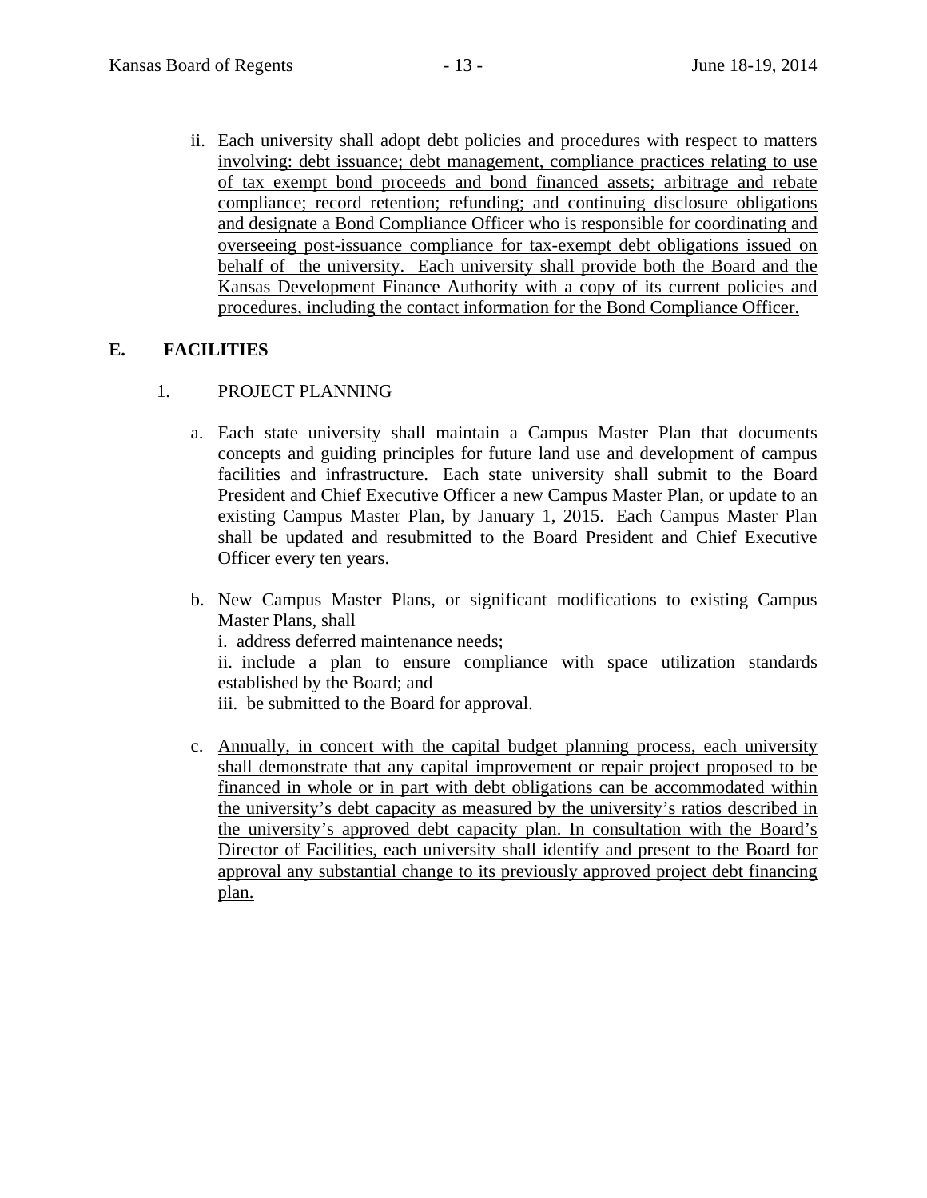ii. Each university shall adopt debt policies and procedures with respect to matters involving: debt issuance; debt management, compliance practices relating to use of tax exempt bond proceeds and bond financed assets; arbitrage and rebate compliance; record retention; refunding; and continuing disclosure obligations and designate a Bond Compliance Officer who is responsible for coordinating and overseeing post-issuance compliance for tax-exempt debt obligations issued on behalf of the university. Each university shall provide both the Board and the Kansas Development Finance Authority with a copy of its current policies and procedures, including the contact information for the Bond Compliance Officer.

## E. FACILITIES

### 1. PROJECT PLANNING

a. Each state university shall maintain a Campus Master Plan that documents concepts and guiding principles for future land use and development of campus facilities and infrastructure. Each state university shall submit to the Board President and Chief Executive Officer a new Campus Master Plan, or update to an existing Campus Master Plan, by January 1, 2015. Each Campus Master Plan shall be updated and resubmitted to the Board President and Chief Executive Officer every ten years.

b. New Campus Master Plans, or significant modifications to existing Campus Master Plans, shall
i. address deferred maintenance needs;
ii. include a plan to ensure compliance with space utilization standards established by the Board; and
iii. be submitted to the Board for approval.

c. Annually, in concert with the capital budget planning process, each university shall demonstrate that any capital improvement or repair project proposed to be financed in whole or in part with debt obligations can be accommodated within the university's debt capacity as measured by the university's ratios described in the university's approved debt capacity plan. In consultation with the Board's Director of Facilities, each university shall identify and present to the Board for approval any substantial change to its previously approved project debt financing plan.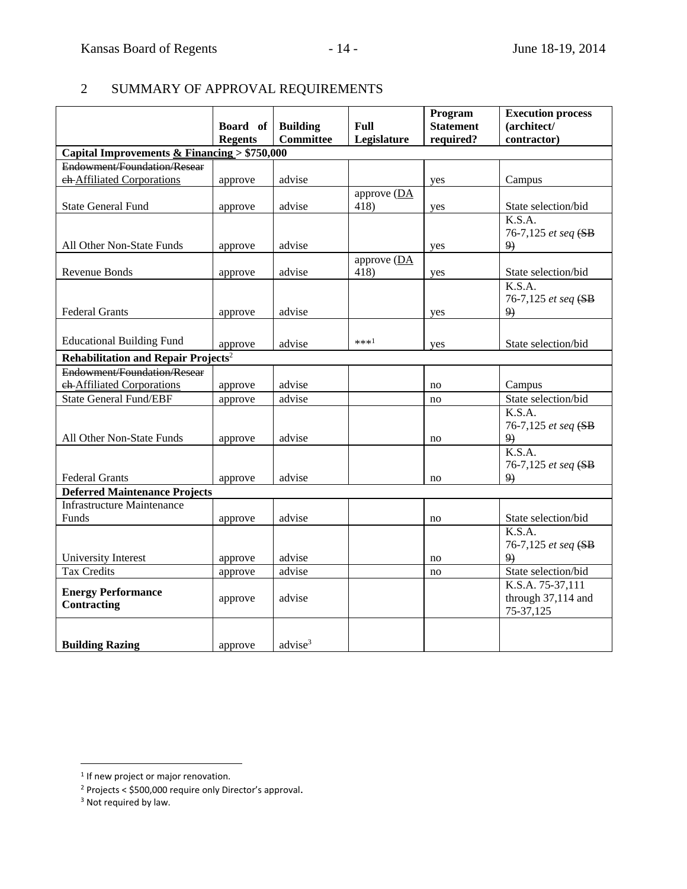## 2 SUMMARY OF APPROVAL REQUIREMENTS

| | Board of Regents | Building Committee | Full Legislature | Program Statement required? | Execution process (architect/ contractor) |
|---|---|---|---|---|---|
| **Capital Improvements & Financing > $750,000** | | | | | |
| ~~Endowment/Foundation/Research~~ Affiliated Corporations | approve | advise | | yes | Campus |
| State General Fund | approve | advise | approve (DA 418) | yes | State selection/bid |
| All Other Non-State Funds | approve | advise | | yes | K.S.A. 76-7,125 *et seq* ~~(SB 9)~~ |
| Revenue Bonds | approve | advise | approve (DA 418) | yes | State selection/bid |
| Federal Grants | approve | advise | | yes | K.S.A. 76-7,125 *et seq* ~~(SB 9)~~ |
| Educational Building Fund | approve | advise | ***[1] | yes | State selection/bid |
| **Rehabilitation and Repair Projects**[2] | | | | | |
| ~~Endowment/Foundation/Research~~ Affiliated Corporations | approve | advise | | no | Campus |
| State General Fund/EBF | approve | advise | | no | State selection/bid |
| All Other Non-State Funds | approve | advise | | no | K.S.A. 76-7,125 *et seq* ~~(SB 9)~~ |
| Federal Grants | approve | advise | | no | K.S.A. 76-7,125 *et seq* ~~(SB 9)~~ |
| **Deferred Maintenance Projects** | | | | | |
| Infrastructure Maintenance Funds | approve | advise | | no | State selection/bid |
| University Interest | approve | advise | | no | K.S.A. 76-7,125 *et seq* ~~(SB 9)~~ |
| Tax Credits | approve | advise | | no | State selection/bid |
| **Energy Performance Contracting** | approve | advise | | | K.S.A. 75-37,111 through 37,114 and 75-37,125 |
| **Building Razing** | approve | advise[3] | | | |

[1] If new project or major renovation.

[2] Projects < $500,000 require only Director's approval.

[3] Not required by law.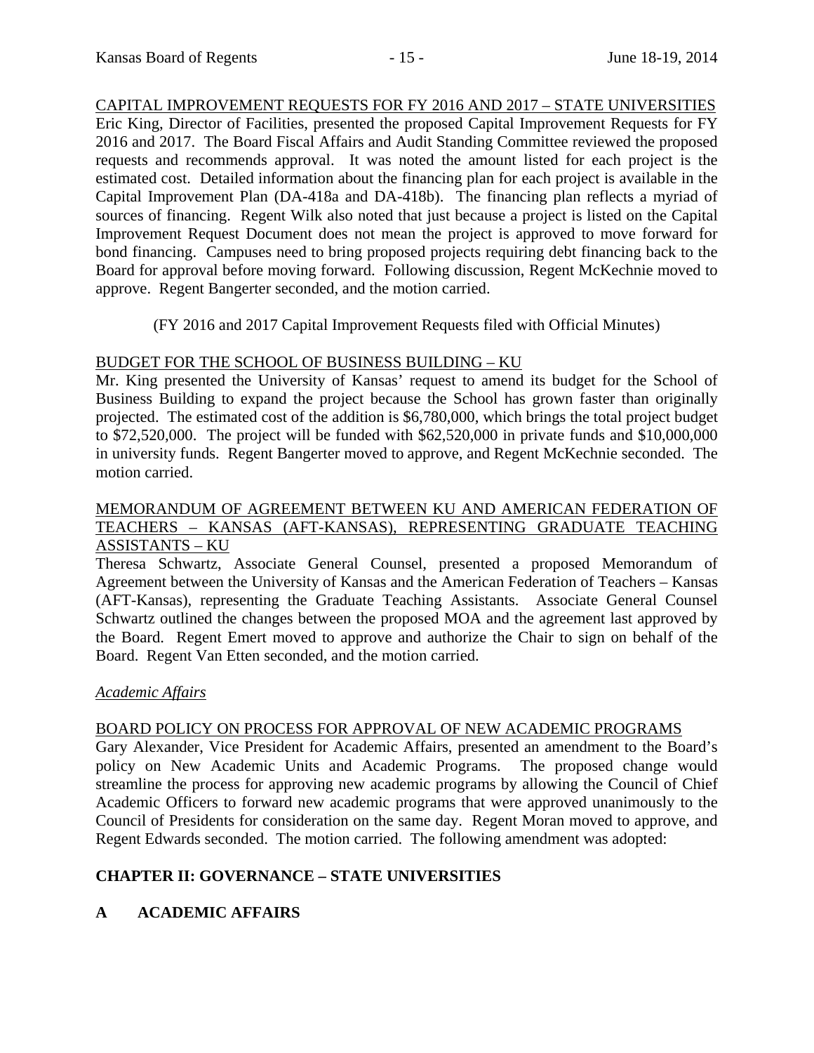CAPITAL IMPROVEMENT REQUESTS FOR FY 2016 AND 2017 – STATE UNIVERSITIES

Eric King, Director of Facilities, presented the proposed Capital Improvement Requests for FY 2016 and 2017. The Board Fiscal Affairs and Audit Standing Committee reviewed the proposed requests and recommends approval. It was noted the amount listed for each project is the estimated cost. Detailed information about the financing plan for each project is available in the Capital Improvement Plan (DA-418a and DA-418b). The financing plan reflects a myriad of sources of financing. Regent Wilk also noted that just because a project is listed on the Capital Improvement Request Document does not mean the project is approved to move forward for bond financing. Campuses need to bring proposed projects requiring debt financing back to the Board for approval before moving forward. Following discussion, Regent McKechnie moved to approve. Regent Bangerter seconded, and the motion carried.

(FY 2016 and 2017 Capital Improvement Requests filed with Official Minutes)

BUDGET FOR THE SCHOOL OF BUSINESS BUILDING – KU

Mr. King presented the University of Kansas' request to amend its budget for the School of Business Building to expand the project because the School has grown faster than originally projected. The estimated cost of the addition is $6,780,000, which brings the total project budget to $72,520,000. The project will be funded with $62,520,000 in private funds and $10,000,000 in university funds. Regent Bangerter moved to approve, and Regent McKechnie seconded. The motion carried.

MEMORANDUM OF AGREEMENT BETWEEN KU AND AMERICAN FEDERATION OF TEACHERS – KANSAS (AFT-KANSAS), REPRESENTING GRADUATE TEACHING ASSISTANTS – KU

Theresa Schwartz, Associate General Counsel, presented a proposed Memorandum of Agreement between the University of Kansas and the American Federation of Teachers – Kansas (AFT-Kansas), representing the Graduate Teaching Assistants. Associate General Counsel Schwartz outlined the changes between the proposed MOA and the agreement last approved by the Board. Regent Emert moved to approve and authorize the Chair to sign on behalf of the Board. Regent Van Etten seconded, and the motion carried.

*Academic Affairs*

BOARD POLICY ON PROCESS FOR APPROVAL OF NEW ACADEMIC PROGRAMS

Gary Alexander, Vice President for Academic Affairs, presented an amendment to the Board's policy on New Academic Units and Academic Programs. The proposed change would streamline the process for approving new academic programs by allowing the Council of Chief Academic Officers to forward new academic programs that were approved unanimously to the Council of Presidents for consideration on the same day. Regent Moran moved to approve, and Regent Edwards seconded. The motion carried. The following amendment was adopted:

**CHAPTER II: GOVERNANCE – STATE UNIVERSITIES**

**A ACADEMIC AFFAIRS**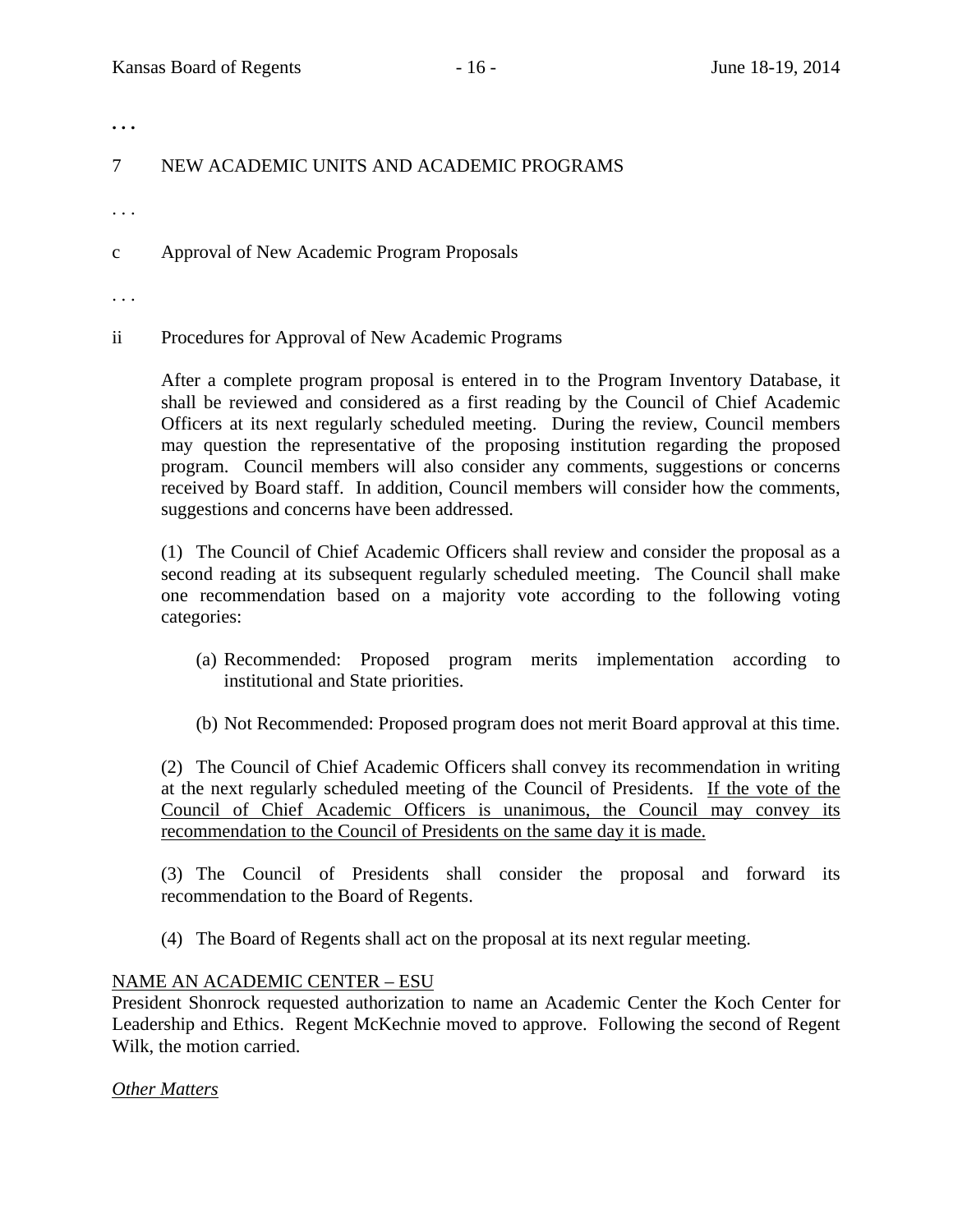. . .

7 NEW ACADEMIC UNITS AND ACADEMIC PROGRAMS

. . .

c Approval of New Academic Program Proposals

. . .

ii Procedures for Approval of New Academic Programs

After a complete program proposal is entered in to the Program Inventory Database, it shall be reviewed and considered as a first reading by the Council of Chief Academic Officers at its next regularly scheduled meeting. During the review, Council members may question the representative of the proposing institution regarding the proposed program. Council members will also consider any comments, suggestions or concerns received by Board staff. In addition, Council members will consider how the comments, suggestions and concerns have been addressed.

(1) The Council of Chief Academic Officers shall review and consider the proposal as a second reading at its subsequent regularly scheduled meeting. The Council shall make one recommendation based on a majority vote according to the following voting categories:

(a) Recommended: Proposed program merits implementation according to institutional and State priorities.

(b) Not Recommended: Proposed program does not merit Board approval at this time.

(2) The Council of Chief Academic Officers shall convey its recommendation in writing at the next regularly scheduled meeting of the Council of Presidents. <u>If the vote of the Council of Chief Academic Officers is unanimous, the Council may convey its recommendation to the Council of Presidents on the same day it is made.</u>

(3) The Council of Presidents shall consider the proposal and forward its recommendation to the Board of Regents.

(4) The Board of Regents shall act on the proposal at its next regular meeting.

<u>NAME AN ACADEMIC CENTER – ESU</u>

President Shonrock requested authorization to name an Academic Center the Koch Center for Leadership and Ethics. Regent McKechnie moved to approve. Following the second of Regent Wilk, the motion carried.

*<u>Other Matters</u>*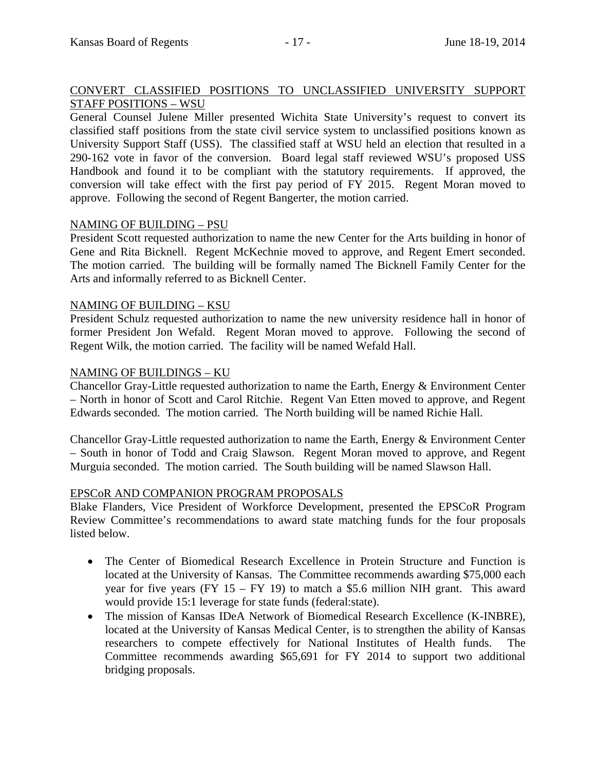CONVERT CLASSIFIED POSITIONS TO UNCLASSIFIED UNIVERSITY SUPPORT STAFF POSITIONS – WSU

General Counsel Julene Miller presented Wichita State University's request to convert its classified staff positions from the state civil service system to unclassified positions known as University Support Staff (USS). The classified staff at WSU held an election that resulted in a 290-162 vote in favor of the conversion. Board legal staff reviewed WSU's proposed USS Handbook and found it to be compliant with the statutory requirements. If approved, the conversion will take effect with the first pay period of FY 2015. Regent Moran moved to approve. Following the second of Regent Bangerter, the motion carried.

NAMING OF BUILDING – PSU

President Scott requested authorization to name the new Center for the Arts building in honor of Gene and Rita Bicknell. Regent McKechnie moved to approve, and Regent Emert seconded. The motion carried. The building will be formally named The Bicknell Family Center for the Arts and informally referred to as Bicknell Center.

NAMING OF BUILDING – KSU

President Schulz requested authorization to name the new university residence hall in honor of former President Jon Wefald. Regent Moran moved to approve. Following the second of Regent Wilk, the motion carried. The facility will be named Wefald Hall.

NAMING OF BUILDINGS – KU

Chancellor Gray-Little requested authorization to name the Earth, Energy & Environment Center – North in honor of Scott and Carol Ritchie. Regent Van Etten moved to approve, and Regent Edwards seconded. The motion carried. The North building will be named Richie Hall.

Chancellor Gray-Little requested authorization to name the Earth, Energy & Environment Center – South in honor of Todd and Craig Slawson. Regent Moran moved to approve, and Regent Murguia seconded. The motion carried. The South building will be named Slawson Hall.

EPSCoR AND COMPANION PROGRAM PROPOSALS

Blake Flanders, Vice President of Workforce Development, presented the EPSCoR Program Review Committee's recommendations to award state matching funds for the four proposals listed below.

- The Center of Biomedical Research Excellence in Protein Structure and Function is located at the University of Kansas. The Committee recommends awarding $75,000 each year for five years (FY 15 – FY 19) to match a $5.6 million NIH grant. This award would provide 15:1 leverage for state funds (federal:state).
- The mission of Kansas IDeA Network of Biomedical Research Excellence (K-INBRE), located at the University of Kansas Medical Center, is to strengthen the ability of Kansas researchers to compete effectively for National Institutes of Health funds. The Committee recommends awarding $65,691 for FY 2014 to support two additional bridging proposals.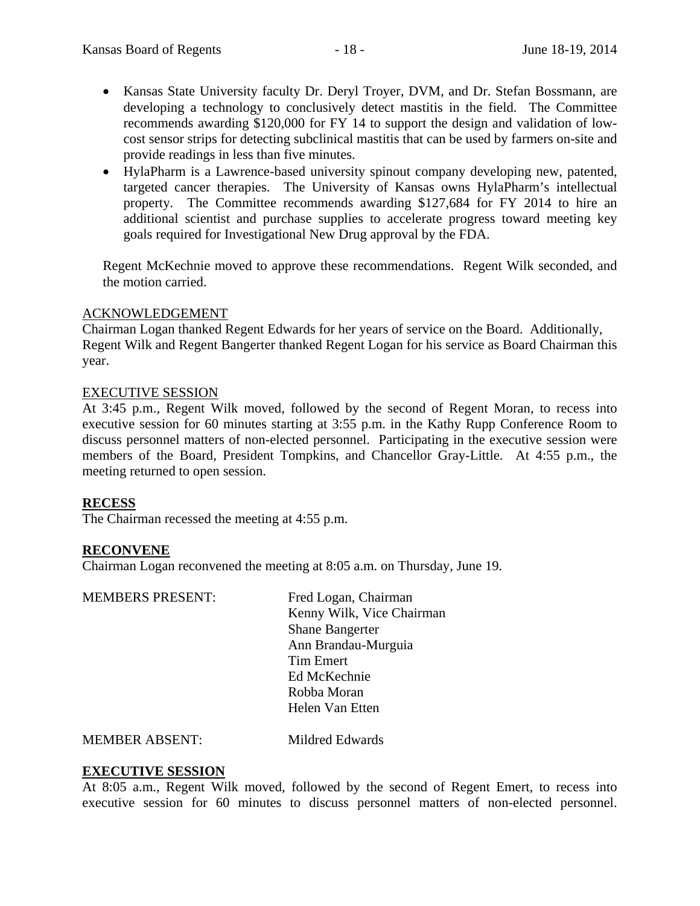- Kansas State University faculty Dr. Deryl Troyer, DVM, and Dr. Stefan Bossmann, are developing a technology to conclusively detect mastitis in the field. The Committee recommends awarding $120,000 for FY 14 to support the design and validation of low-cost sensor strips for detecting subclinical mastitis that can be used by farmers on-site and provide readings in less than five minutes.
- HylaPharm is a Lawrence-based university spinout company developing new, patented, targeted cancer therapies. The University of Kansas owns HylaPharm's intellectual property. The Committee recommends awarding $127,684 for FY 2014 to hire an additional scientist and purchase supplies to accelerate progress toward meeting key goals required for Investigational New Drug approval by the FDA.

Regent McKechnie moved to approve these recommendations. Regent Wilk seconded, and the motion carried.

ACKNOWLEDGEMENT

Chairman Logan thanked Regent Edwards for her years of service on the Board. Additionally, Regent Wilk and Regent Bangerter thanked Regent Logan for his service as Board Chairman this year.

EXECUTIVE SESSION

At 3:45 p.m., Regent Wilk moved, followed by the second of Regent Moran, to recess into executive session for 60 minutes starting at 3:55 p.m. in the Kathy Rupp Conference Room to discuss personnel matters of non-elected personnel. Participating in the executive session were members of the Board, President Tompkins, and Chancellor Gray-Little. At 4:55 p.m., the meeting returned to open session.

**RECESS**

The Chairman recessed the meeting at 4:55 p.m.

**RECONVENE**

Chairman Logan reconvened the meeting at 8:05 a.m. on Thursday, June 19.

MEMBERS PRESENT:
Fred Logan, Chairman
Kenny Wilk, Vice Chairman
Shane Bangerter
Ann Brandau-Murguia
Tim Emert
Ed McKechnie
Robba Moran
Helen Van Etten

MEMBER ABSENT: Mildred Edwards

**EXECUTIVE SESSION**

At 8:05 a.m., Regent Wilk moved, followed by the second of Regent Emert, to recess into executive session for 60 minutes to discuss personnel matters of non-elected personnel.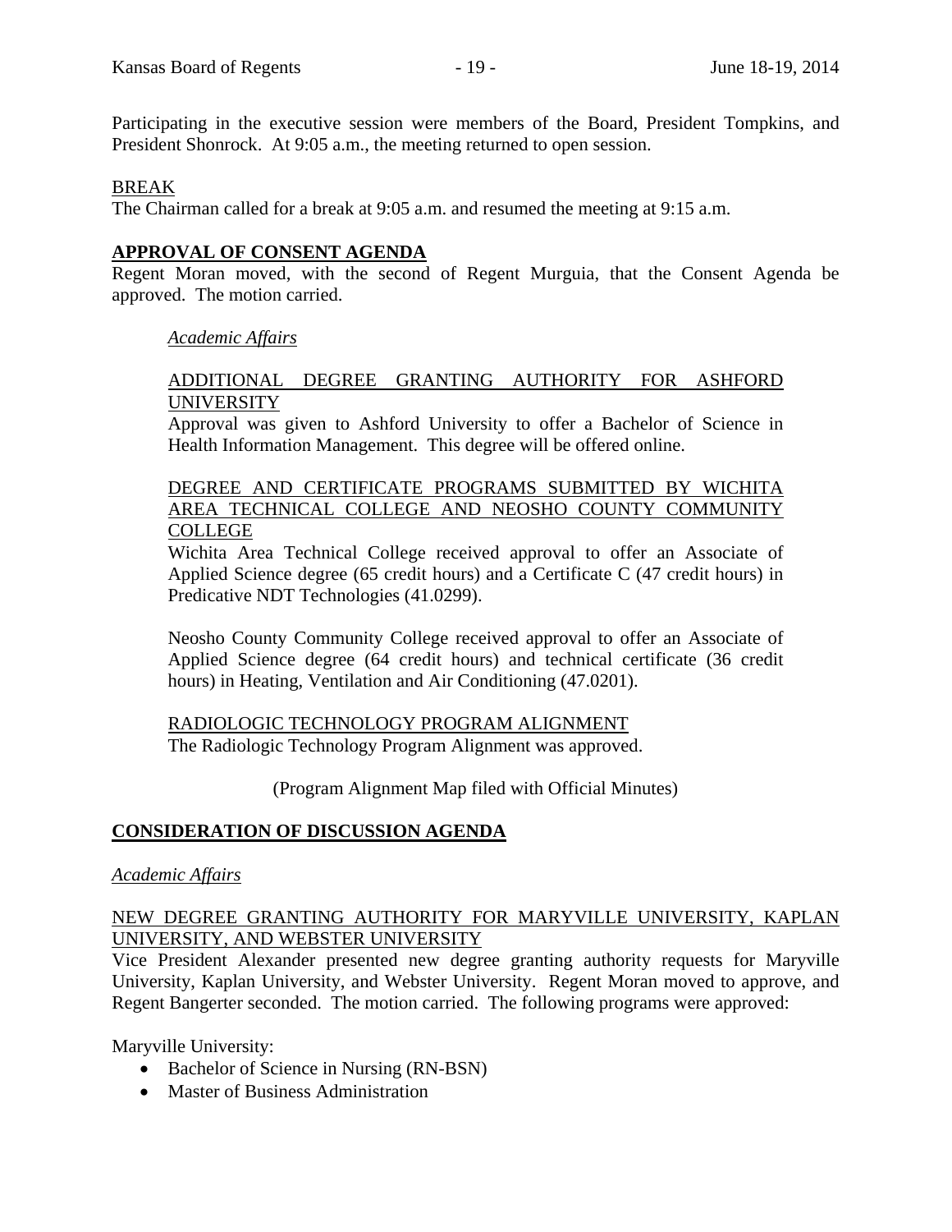Participating in the executive session were members of the Board, President Tompkins, and President Shonrock. At 9:05 a.m., the meeting returned to open session.

BREAK

The Chairman called for a break at 9:05 a.m. and resumed the meeting at 9:15 a.m.

**APPROVAL OF CONSENT AGENDA**

Regent Moran moved, with the second of Regent Murguia, that the Consent Agenda be approved. The motion carried.

*Academic Affairs*

ADDITIONAL DEGREE GRANTING AUTHORITY FOR ASHFORD UNIVERSITY

Approval was given to Ashford University to offer a Bachelor of Science in Health Information Management. This degree will be offered online.

DEGREE AND CERTIFICATE PROGRAMS SUBMITTED BY WICHITA AREA TECHNICAL COLLEGE AND NEOSHO COUNTY COMMUNITY COLLEGE

Wichita Area Technical College received approval to offer an Associate of Applied Science degree (65 credit hours) and a Certificate C (47 credit hours) in Predicative NDT Technologies (41.0299).

Neosho County Community College received approval to offer an Associate of Applied Science degree (64 credit hours) and technical certificate (36 credit hours) in Heating, Ventilation and Air Conditioning (47.0201).

RADIOLOGIC TECHNOLOGY PROGRAM ALIGNMENT

The Radiologic Technology Program Alignment was approved.

(Program Alignment Map filed with Official Minutes)

**CONSIDERATION OF DISCUSSION AGENDA**

*Academic Affairs*

NEW DEGREE GRANTING AUTHORITY FOR MARYVILLE UNIVERSITY, KAPLAN UNIVERSITY, AND WEBSTER UNIVERSITY

Vice President Alexander presented new degree granting authority requests for Maryville University, Kaplan University, and Webster University. Regent Moran moved to approve, and Regent Bangerter seconded. The motion carried. The following programs were approved:

Maryville University:

- Bachelor of Science in Nursing (RN-BSN)
- Master of Business Administration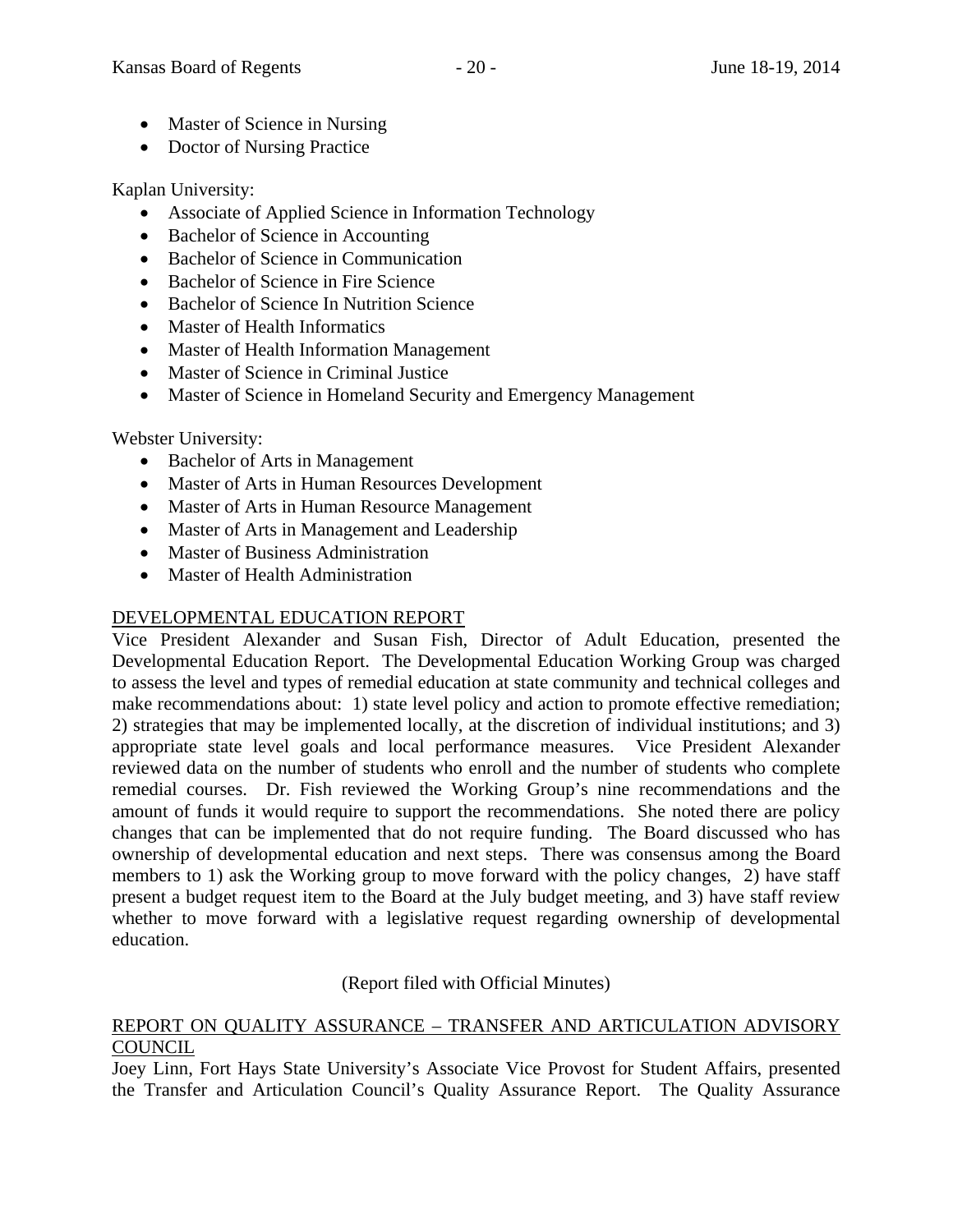- Master of Science in Nursing
- Doctor of Nursing Practice

Kaplan University:

- Associate of Applied Science in Information Technology
- Bachelor of Science in Accounting
- Bachelor of Science in Communication
- Bachelor of Science in Fire Science
- Bachelor of Science In Nutrition Science
- Master of Health Informatics
- Master of Health Information Management
- Master of Science in Criminal Justice
- Master of Science in Homeland Security and Emergency Management

Webster University:

- Bachelor of Arts in Management
- Master of Arts in Human Resources Development
- Master of Arts in Human Resource Management
- Master of Arts in Management and Leadership
- Master of Business Administration
- Master of Health Administration

<u>DEVELOPMENTAL EDUCATION REPORT</u>

Vice President Alexander and Susan Fish, Director of Adult Education, presented the Developmental Education Report. The Developmental Education Working Group was charged to assess the level and types of remedial education at state community and technical colleges and make recommendations about: 1) state level policy and action to promote effective remediation; 2) strategies that may be implemented locally, at the discretion of individual institutions; and 3) appropriate state level goals and local performance measures. Vice President Alexander reviewed data on the number of students who enroll and the number of students who complete remedial courses. Dr. Fish reviewed the Working Group's nine recommendations and the amount of funds it would require to support the recommendations. She noted there are policy changes that can be implemented that do not require funding. The Board discussed who has ownership of developmental education and next steps. There was consensus among the Board members to 1) ask the Working group to move forward with the policy changes, 2) have staff present a budget request item to the Board at the July budget meeting, and 3) have staff review whether to move forward with a legislative request regarding ownership of developmental education.

(Report filed with Official Minutes)

<u>REPORT ON QUALITY ASSURANCE – TRANSFER AND ARTICULATION ADVISORY COUNCIL</u>

Joey Linn, Fort Hays State University's Associate Vice Provost for Student Affairs, presented the Transfer and Articulation Council's Quality Assurance Report. The Quality Assurance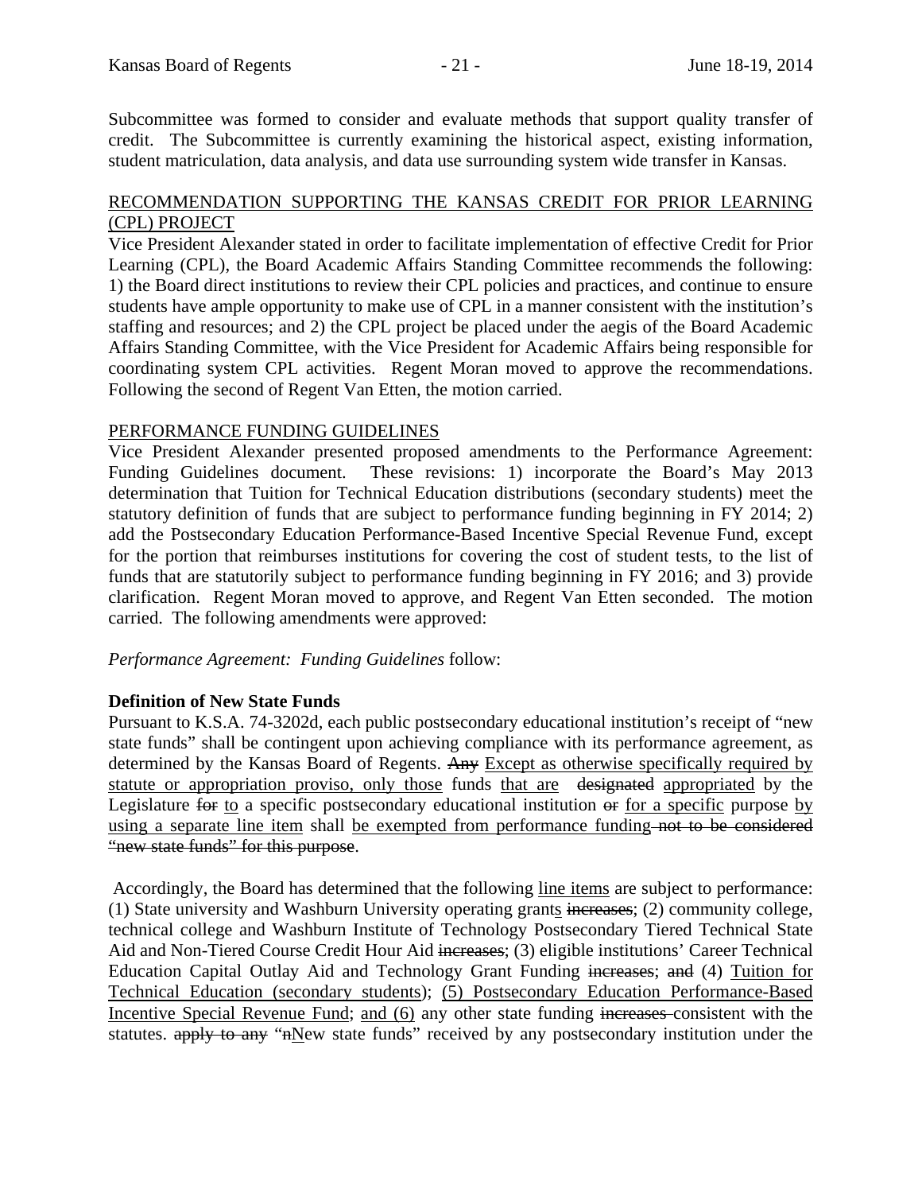Subcommittee was formed to consider and evaluate methods that support quality transfer of credit. The Subcommittee is currently examining the historical aspect, existing information, student matriculation, data analysis, and data use surrounding system wide transfer in Kansas.

## RECOMMENDATION SUPPORTING THE KANSAS CREDIT FOR PRIOR LEARNING (CPL) PROJECT

Vice President Alexander stated in order to facilitate implementation of effective Credit for Prior Learning (CPL), the Board Academic Affairs Standing Committee recommends the following: 1) the Board direct institutions to review their CPL policies and practices, and continue to ensure students have ample opportunity to make use of CPL in a manner consistent with the institution's staffing and resources; and 2) the CPL project be placed under the aegis of the Board Academic Affairs Standing Committee, with the Vice President for Academic Affairs being responsible for coordinating system CPL activities. Regent Moran moved to approve the recommendations. Following the second of Regent Van Etten, the motion carried.

## PERFORMANCE FUNDING GUIDELINES

Vice President Alexander presented proposed amendments to the Performance Agreement: Funding Guidelines document. These revisions: 1) incorporate the Board's May 2013 determination that Tuition for Technical Education distributions (secondary students) meet the statutory definition of funds that are subject to performance funding beginning in FY 2014; 2) add the Postsecondary Education Performance-Based Incentive Special Revenue Fund, except for the portion that reimburses institutions for covering the cost of student tests, to the list of funds that are statutorily subject to performance funding beginning in FY 2016; and 3) provide clarification. Regent Moran moved to approve, and Regent Van Etten seconded. The motion carried. The following amendments were approved:

*Performance Agreement: Funding Guidelines* follow:

**Definition of New State Funds**

Pursuant to K.S.A. 74-3202d, each public postsecondary educational institution's receipt of "new state funds" shall be contingent upon achieving compliance with its performance agreement, as determined by the Kansas Board of Regents. ~~Any~~ <u>Except as otherwise specifically required by statute or appropriation proviso, only those</u> funds <u>that are</u> ~~designated~~ <u>appropriated</u> by the Legislature ~~for~~ <u>to</u> a specific postsecondary educational institution ~~or~~ <u>for a specific</u> purpose <u>by using a separate line item</u> shall <u>be exempted from performance funding</u> ~~not to be considered "new state funds" for this purpose~~.

Accordingly, the Board has determined that the following <u>line items</u> are subject to performance: (1) State university and Washburn University operating grant<u>s</u> ~~increases~~; (2) community college, technical college and Washburn Institute of Technology Postsecondary Tiered Technical State Aid and Non-Tiered Course Credit Hour Aid ~~increases~~; (3) eligible institutions' Career Technical Education Capital Outlay Aid and Technology Grant Funding ~~increases~~; ~~and~~ (4) <u>Tuition for Technical Education (secondary students)</u>; <u>(5) Postsecondary Education Performance-Based Incentive Special Revenue Fund</u>; <u>and (6)</u> any other state funding ~~increases~~ consistent with the statutes. ~~apply to any~~ "~~n~~<u>N</u>ew state funds" received by any postsecondary institution under the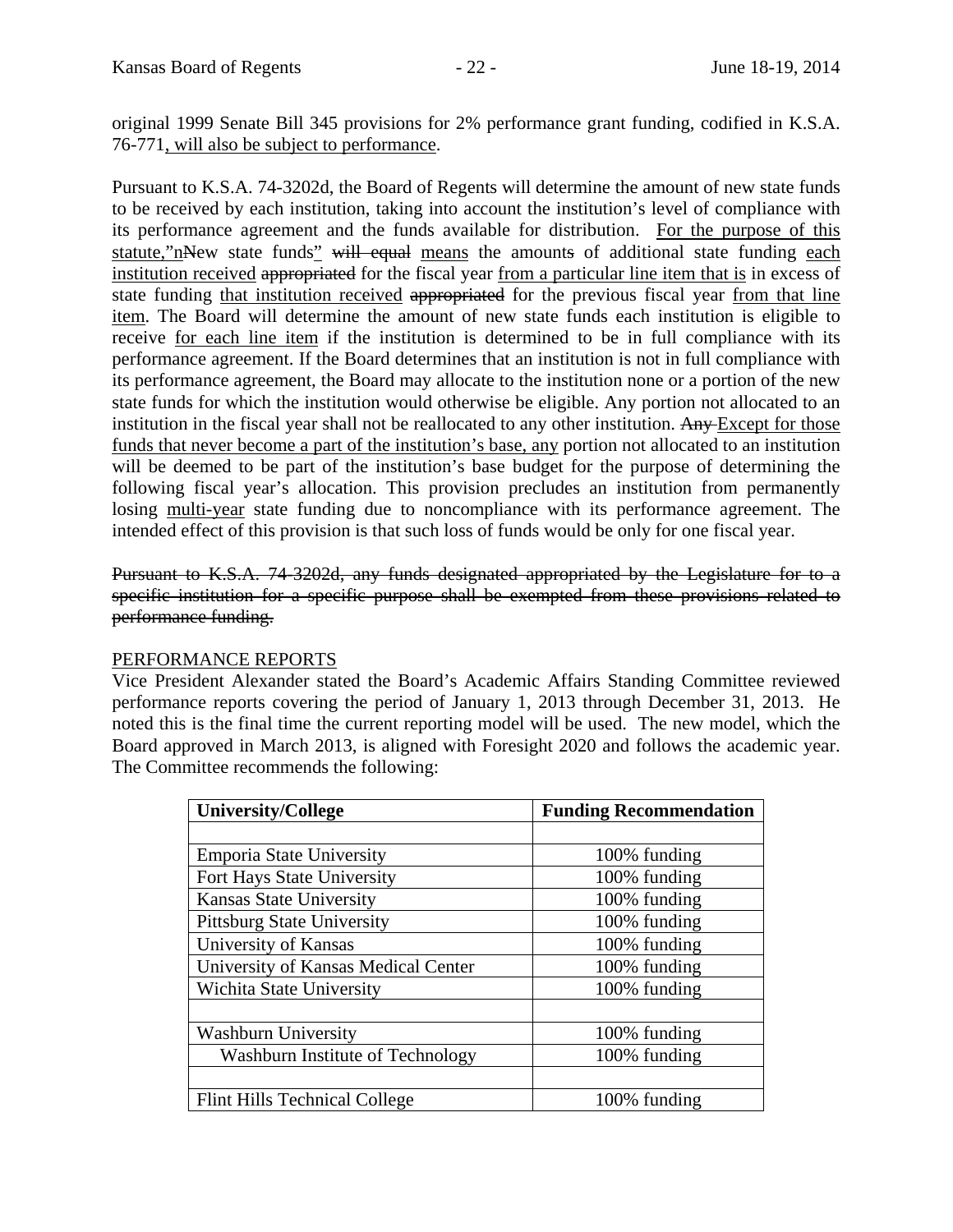original 1999 Senate Bill 345 provisions for 2% performance grant funding, codified in K.S.A. 76-771<u>, will also be subject to performance</u>.

Pursuant to K.S.A. 74-3202d, the Board of Regents will determine the amount of new state funds to be received by each institution, taking into account the institution's level of compliance with its performance agreement and the funds available for distribution. <u>For the purpose of this statute,"n</u>~~N~~ew state funds<u>"</u> ~~will equal~~ <u>means</u> the amount~~s~~ of additional state funding <u>each institution received</u> ~~appropriated~~ for the fiscal year <u>from a particular line item that is</u> in excess of state funding <u>that institution received</u> ~~appropriated~~ for the previous fiscal year <u>from that line item</u>. The Board will determine the amount of new state funds each institution is eligible to receive <u>for each line item</u> if the institution is determined to be in full compliance with its performance agreement. If the Board determines that an institution is not in full compliance with its performance agreement, the Board may allocate to the institution none or a portion of the new state funds for which the institution would otherwise be eligible. Any portion not allocated to an institution in the fiscal year shall not be reallocated to any other institution. ~~Any~~ <u>Except for those funds that never become a part of the institution's base, any</u> portion not allocated to an institution will be deemed to be part of the institution's base budget for the purpose of determining the following fiscal year's allocation. This provision precludes an institution from permanently losing <u>multi-year</u> state funding due to noncompliance with its performance agreement. The intended effect of this provision is that such loss of funds would be only for one fiscal year.

~~Pursuant to K.S.A. 74-3202d, any funds designated appropriated by the Legislature for to a specific institution for a specific purpose shall be exempted from these provisions related to performance funding.~~

<u>PERFORMANCE REPORTS</u>

Vice President Alexander stated the Board's Academic Affairs Standing Committee reviewed performance reports covering the period of January 1, 2013 through December 31, 2013. He noted this is the final time the current reporting model will be used. The new model, which the Board approved in March 2013, is aligned with Foresight 2020 and follows the academic year. The Committee recommends the following:

| University/College | Funding Recommendation |
|---|---|
| | |
| Emporia State University | 100% funding |
| Fort Hays State University | 100% funding |
| Kansas State University | 100% funding |
| Pittsburg State University | 100% funding |
| University of Kansas | 100% funding |
| University of Kansas Medical Center | 100% funding |
| Wichita State University | 100% funding |
| | |
| Washburn University | 100% funding |
| Washburn Institute of Technology | 100% funding |
| | |
| Flint Hills Technical College | 100% funding |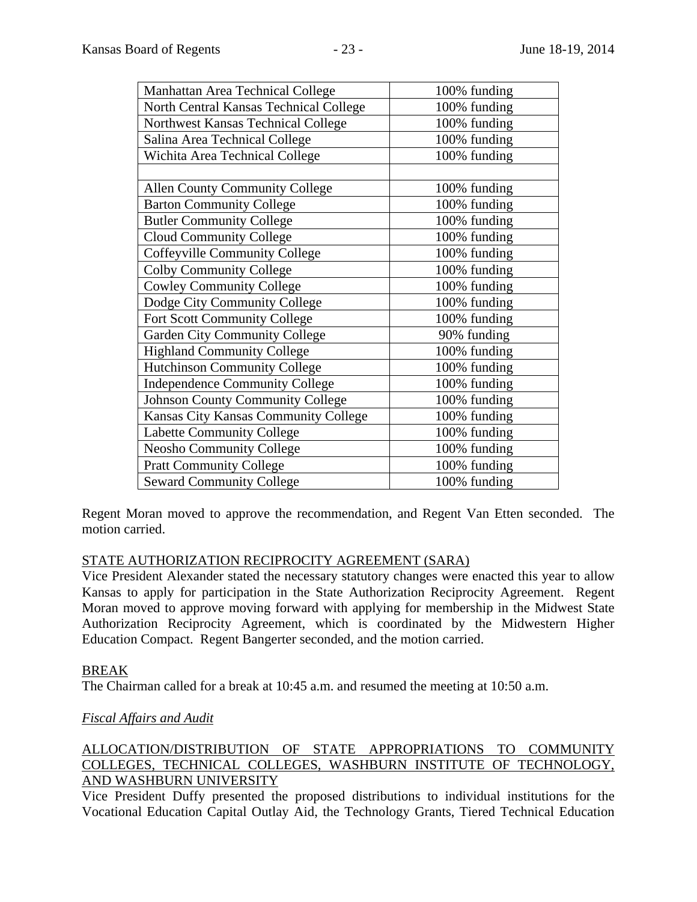| Manhattan Area Technical College | 100% funding |
|---|---|
| North Central Kansas Technical College | 100% funding |
| Northwest Kansas Technical College | 100% funding |
| Salina Area Technical College | 100% funding |
| Wichita Area Technical College | 100% funding |
| | |
| Allen County Community College | 100% funding |
| Barton Community College | 100% funding |
| Butler Community College | 100% funding |
| Cloud Community College | 100% funding |
| Coffeyville Community College | 100% funding |
| Colby Community College | 100% funding |
| Cowley Community College | 100% funding |
| Dodge City Community College | 100% funding |
| Fort Scott Community College | 100% funding |
| Garden City Community College | 90% funding |
| Highland Community College | 100% funding |
| Hutchinson Community College | 100% funding |
| Independence Community College | 100% funding |
| Johnson County Community College | 100% funding |
| Kansas City Kansas Community College | 100% funding |
| Labette Community College | 100% funding |
| Neosho Community College | 100% funding |
| Pratt Community College | 100% funding |
| Seward Community College | 100% funding |

Regent Moran moved to approve the recommendation, and Regent Van Etten seconded. The motion carried.

STATE AUTHORIZATION RECIPROCITY AGREEMENT (SARA)

Vice President Alexander stated the necessary statutory changes were enacted this year to allow Kansas to apply for participation in the State Authorization Reciprocity Agreement. Regent Moran moved to approve moving forward with applying for membership in the Midwest State Authorization Reciprocity Agreement, which is coordinated by the Midwestern Higher Education Compact. Regent Bangerter seconded, and the motion carried.

BREAK

The Chairman called for a break at 10:45 a.m. and resumed the meeting at 10:50 a.m.

*Fiscal Affairs and Audit*

ALLOCATION/DISTRIBUTION OF STATE APPROPRIATIONS TO COMMUNITY COLLEGES, TECHNICAL COLLEGES, WASHBURN INSTITUTE OF TECHNOLOGY, AND WASHBURN UNIVERSITY

Vice President Duffy presented the proposed distributions to individual institutions for the Vocational Education Capital Outlay Aid, the Technology Grants, Tiered Technical Education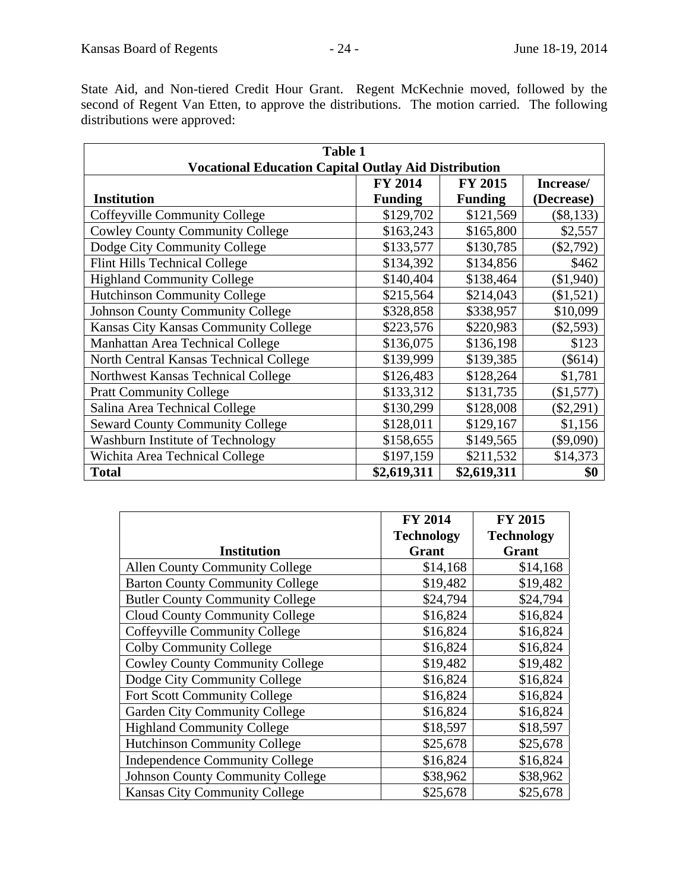State Aid, and Non-tiered Credit Hour Grant. Regent McKechnie moved, followed by the second of Regent Van Etten, to approve the distributions. The motion carried. The following distributions were approved:

| Table 1<br>Vocational Education Capital Outlay Aid Distribution | | | |
|---|---|---|---|
| **Institution** | **FY 2014 Funding** | **FY 2015 Funding** | **Increase/ (Decrease)** |
| Coffeyville Community College | $129,702 | $121,569 | ($8,133) |
| Cowley County Community College | $163,243 | $165,800 | $2,557 |
| Dodge City Community College | $133,577 | $130,785 | ($2,792) |
| Flint Hills Technical College | $134,392 | $134,856 | $462 |
| Highland Community College | $140,404 | $138,464 | ($1,940) |
| Hutchinson Community College | $215,564 | $214,043 | ($1,521) |
| Johnson County Community College | $328,858 | $338,957 | $10,099 |
| Kansas City Kansas Community College | $223,576 | $220,983 | ($2,593) |
| Manhattan Area Technical College | $136,075 | $136,198 | $123 |
| North Central Kansas Technical College | $139,999 | $139,385 | ($614) |
| Northwest Kansas Technical College | $126,483 | $128,264 | $1,781 |
| Pratt Community College | $133,312 | $131,735 | ($1,577) |
| Salina Area Technical College | $130,299 | $128,008 | ($2,291) |
| Seward County Community College | $128,011 | $129,167 | $1,156 |
| Washburn Institute of Technology | $158,655 | $149,565 | ($9,090) |
| Wichita Area Technical College | $197,159 | $211,532 | $14,373 |
| **Total** | **$2,619,311** | **$2,619,311** | **$0** |

| Institution | FY 2014 Technology Grant | FY 2015 Technology Grant |
|---|---|---|
| Allen County Community College | $14,168 | $14,168 |
| Barton County Community College | $19,482 | $19,482 |
| Butler County Community College | $24,794 | $24,794 |
| Cloud County Community College | $16,824 | $16,824 |
| Coffeyville Community College | $16,824 | $16,824 |
| Colby Community College | $16,824 | $16,824 |
| Cowley County Community College | $19,482 | $19,482 |
| Dodge City Community College | $16,824 | $16,824 |
| Fort Scott Community College | $16,824 | $16,824 |
| Garden City Community College | $16,824 | $16,824 |
| Highland Community College | $18,597 | $18,597 |
| Hutchinson Community College | $25,678 | $25,678 |
| Independence Community College | $16,824 | $16,824 |
| Johnson County Community College | $38,962 | $38,962 |
| Kansas City Community College | $25,678 | $25,678 |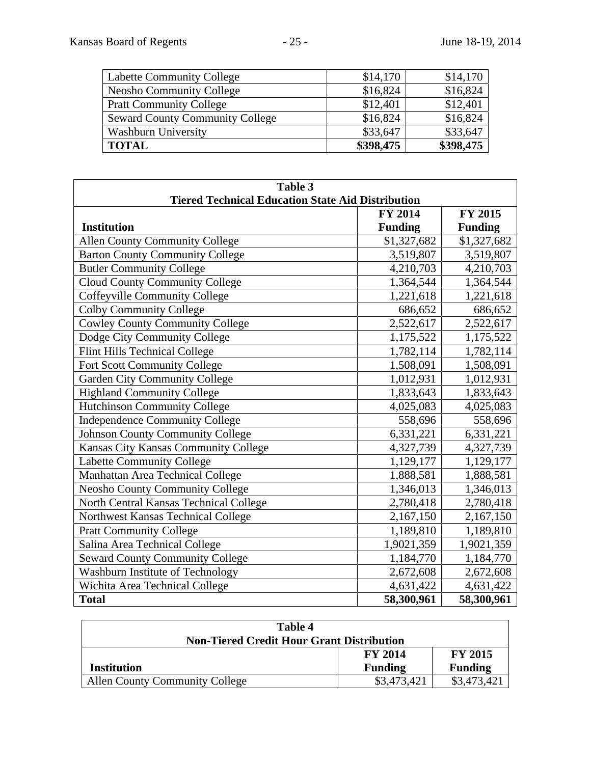| | | |
|---|---|---|
| Labette Community College | $14,170 | $14,170 |
| Neosho Community College | $16,824 | $16,824 |
| Pratt Community College | $12,401 | $12,401 |
| Seward County Community College | $16,824 | $16,824 |
| Washburn University | $33,647 | $33,647 |
| **TOTAL** | **$398,475** | **$398,475** |

| **Table 3**<br>**Tiered Technical Education State Aid Distribution** | | |
|---|---|---|
| **Institution** | **FY 2014 Funding** | **FY 2015 Funding** |
| Allen County Community College | $1,327,682 | $1,327,682 |
| Barton County Community College | 3,519,807 | 3,519,807 |
| Butler Community College | 4,210,703 | 4,210,703 |
| Cloud County Community College | 1,364,544 | 1,364,544 |
| Coffeyville Community College | 1,221,618 | 1,221,618 |
| Colby Community College | 686,652 | 686,652 |
| Cowley County Community College | 2,522,617 | 2,522,617 |
| Dodge City Community College | 1,175,522 | 1,175,522 |
| Flint Hills Technical College | 1,782,114 | 1,782,114 |
| Fort Scott Community College | 1,508,091 | 1,508,091 |
| Garden City Community College | 1,012,931 | 1,012,931 |
| Highland Community College | 1,833,643 | 1,833,643 |
| Hutchinson Community College | 4,025,083 | 4,025,083 |
| Independence Community College | 558,696 | 558,696 |
| Johnson County Community College | 6,331,221 | 6,331,221 |
| Kansas City Kansas Community College | 4,327,739 | 4,327,739 |
| Labette Community College | 1,129,177 | 1,129,177 |
| Manhattan Area Technical College | 1,888,581 | 1,888,581 |
| Neosho County Community College | 1,346,013 | 1,346,013 |
| North Central Kansas Technical College | 2,780,418 | 2,780,418 |
| Northwest Kansas Technical College | 2,167,150 | 2,167,150 |
| Pratt Community College | 1,189,810 | 1,189,810 |
| Salina Area Technical College | 1,9021,359 | 1,9021,359 |
| Seward County Community College | 1,184,770 | 1,184,770 |
| Washburn Institute of Technology | 2,672,608 | 2,672,608 |
| Wichita Area Technical College | 4,631,422 | 4,631,422 |
| **Total** | **58,300,961** | **58,300,961** |

| **Table 4**<br>**Non-Tiered Credit Hour Grant Distribution** | | |
|---|---|---|
| **Institution** | **FY 2014 Funding** | **FY 2015 Funding** |
| Allen County Community College | $3,473,421 | $3,473,421 |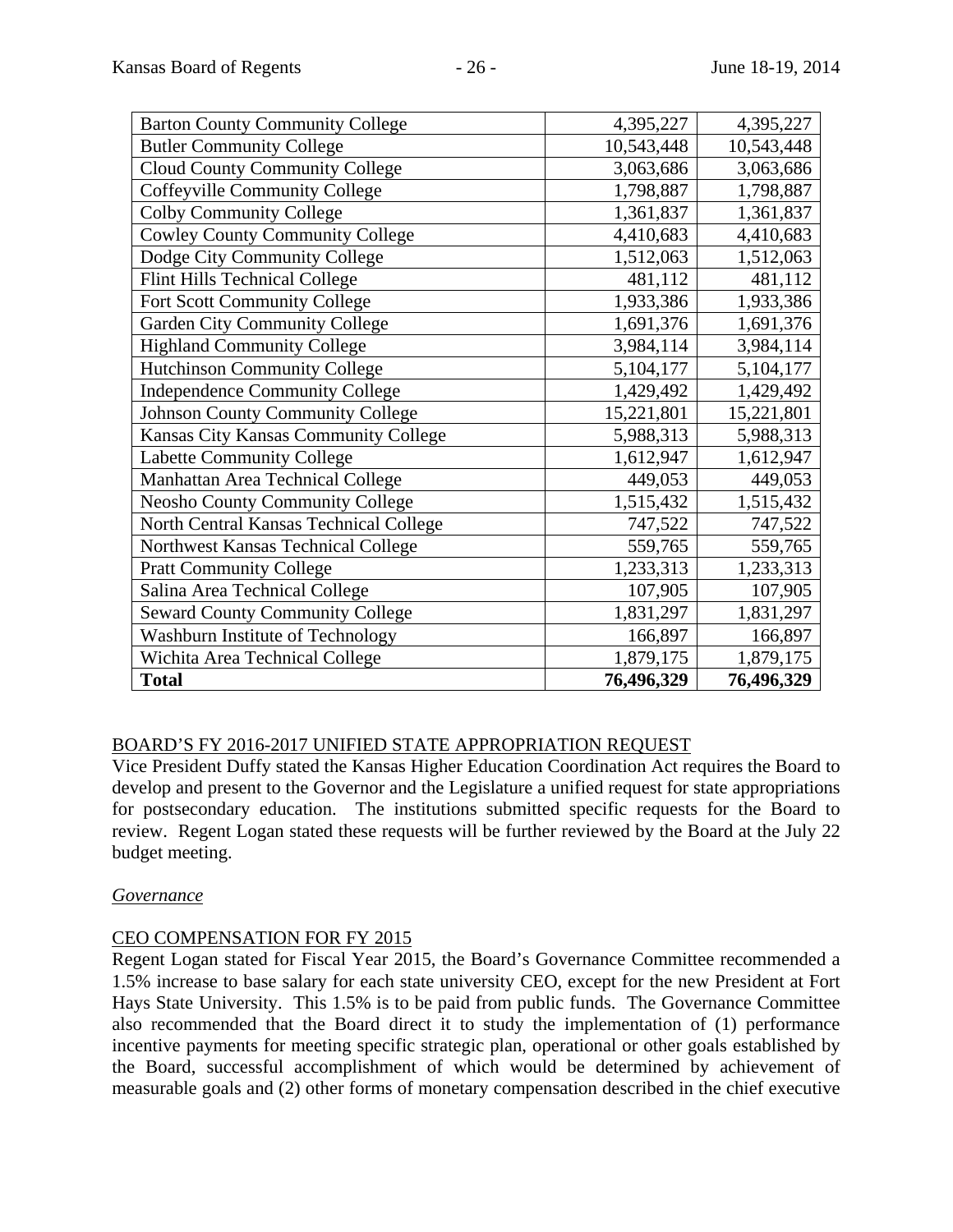| Barton County Community College | 4,395,227 | 4,395,227 |
|---|---|---|
| Butler Community College | 10,543,448 | 10,543,448 |
| Cloud County Community College | 3,063,686 | 3,063,686 |
| Coffeyville Community College | 1,798,887 | 1,798,887 |
| Colby Community College | 1,361,837 | 1,361,837 |
| Cowley County Community College | 4,410,683 | 4,410,683 |
| Dodge City Community College | 1,512,063 | 1,512,063 |
| Flint Hills Technical College | 481,112 | 481,112 |
| Fort Scott Community College | 1,933,386 | 1,933,386 |
| Garden City Community College | 1,691,376 | 1,691,376 |
| Highland Community College | 3,984,114 | 3,984,114 |
| Hutchinson Community College | 5,104,177 | 5,104,177 |
| Independence Community College | 1,429,492 | 1,429,492 |
| Johnson County Community College | 15,221,801 | 15,221,801 |
| Kansas City Kansas Community College | 5,988,313 | 5,988,313 |
| Labette Community College | 1,612,947 | 1,612,947 |
| Manhattan Area Technical College | 449,053 | 449,053 |
| Neosho County Community College | 1,515,432 | 1,515,432 |
| North Central Kansas Technical College | 747,522 | 747,522 |
| Northwest Kansas Technical College | 559,765 | 559,765 |
| Pratt Community College | 1,233,313 | 1,233,313 |
| Salina Area Technical College | 107,905 | 107,905 |
| Seward County Community College | 1,831,297 | 1,831,297 |
| Washburn Institute of Technology | 166,897 | 166,897 |
| Wichita Area Technical College | 1,879,175 | 1,879,175 |
| **Total** | **76,496,329** | **76,496,329** |

BOARD'S FY 2016-2017 UNIFIED STATE APPROPRIATION REQUEST

Vice President Duffy stated the Kansas Higher Education Coordination Act requires the Board to develop and present to the Governor and the Legislature a unified request for state appropriations for postsecondary education. The institutions submitted specific requests for the Board to review. Regent Logan stated these requests will be further reviewed by the Board at the July 22 budget meeting.

*Governance*

CEO COMPENSATION FOR FY 2015

Regent Logan stated for Fiscal Year 2015, the Board's Governance Committee recommended a 1.5% increase to base salary for each state university CEO, except for the new President at Fort Hays State University. This 1.5% is to be paid from public funds. The Governance Committee also recommended that the Board direct it to study the implementation of (1) performance incentive payments for meeting specific strategic plan, operational or other goals established by the Board, successful accomplishment of which would be determined by achievement of measurable goals and (2) other forms of monetary compensation described in the chief executive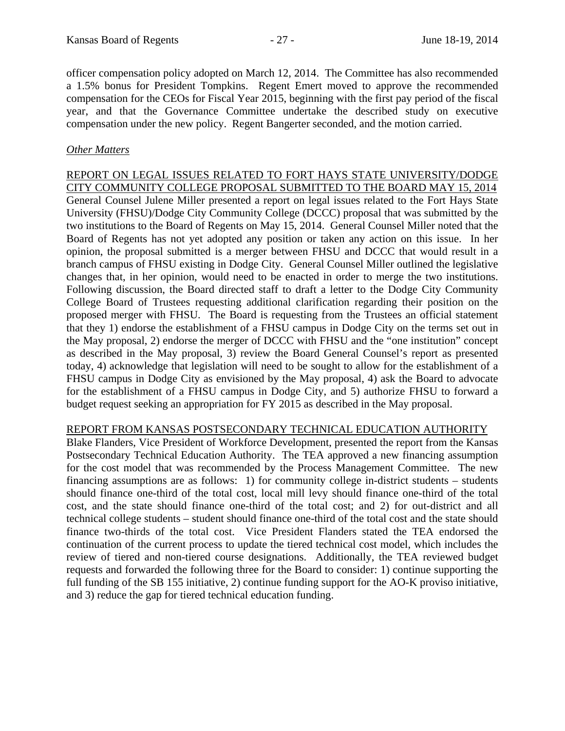officer compensation policy adopted on March 12, 2014. The Committee has also recommended a 1.5% bonus for President Tompkins. Regent Emert moved to approve the recommended compensation for the CEOs for Fiscal Year 2015, beginning with the first pay period of the fiscal year, and that the Governance Committee undertake the described study on executive compensation under the new policy. Regent Bangerter seconded, and the motion carried.

*Other Matters*

<u>REPORT ON LEGAL ISSUES RELATED TO FORT HAYS STATE UNIVERSITY/DODGE CITY COMMUNITY COLLEGE PROPOSAL SUBMITTED TO THE BOARD MAY 15, 2014</u>

General Counsel Julene Miller presented a report on legal issues related to the Fort Hays State University (FHSU)/Dodge City Community College (DCCC) proposal that was submitted by the two institutions to the Board of Regents on May 15, 2014. General Counsel Miller noted that the Board of Regents has not yet adopted any position or taken any action on this issue. In her opinion, the proposal submitted is a merger between FHSU and DCCC that would result in a branch campus of FHSU existing in Dodge City. General Counsel Miller outlined the legislative changes that, in her opinion, would need to be enacted in order to merge the two institutions. Following discussion, the Board directed staff to draft a letter to the Dodge City Community College Board of Trustees requesting additional clarification regarding their position on the proposed merger with FHSU. The Board is requesting from the Trustees an official statement that they 1) endorse the establishment of a FHSU campus in Dodge City on the terms set out in the May proposal, 2) endorse the merger of DCCC with FHSU and the "one institution" concept as described in the May proposal, 3) review the Board General Counsel's report as presented today, 4) acknowledge that legislation will need to be sought to allow for the establishment of a FHSU campus in Dodge City as envisioned by the May proposal, 4) ask the Board to advocate for the establishment of a FHSU campus in Dodge City, and 5) authorize FHSU to forward a budget request seeking an appropriation for FY 2015 as described in the May proposal.

<u>REPORT FROM KANSAS POSTSECONDARY TECHNICAL EDUCATION AUTHORITY</u>

Blake Flanders, Vice President of Workforce Development, presented the report from the Kansas Postsecondary Technical Education Authority. The TEA approved a new financing assumption for the cost model that was recommended by the Process Management Committee. The new financing assumptions are as follows: 1) for community college in-district students – students should finance one-third of the total cost, local mill levy should finance one-third of the total cost, and the state should finance one-third of the total cost; and 2) for out-district and all technical college students – student should finance one-third of the total cost and the state should finance two-thirds of the total cost. Vice President Flanders stated the TEA endorsed the continuation of the current process to update the tiered technical cost model, which includes the review of tiered and non-tiered course designations. Additionally, the TEA reviewed budget requests and forwarded the following three for the Board to consider: 1) continue supporting the full funding of the SB 155 initiative, 2) continue funding support for the AO-K proviso initiative, and 3) reduce the gap for tiered technical education funding.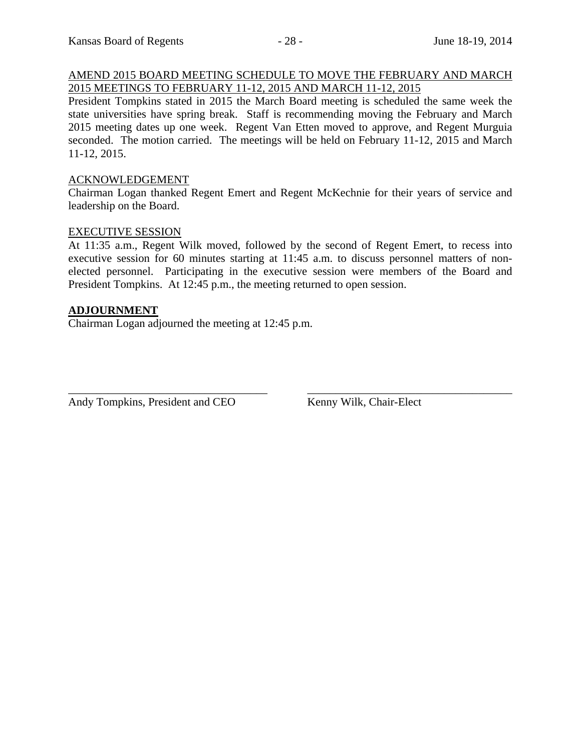AMEND 2015 BOARD MEETING SCHEDULE TO MOVE THE FEBRUARY AND MARCH 2015 MEETINGS TO FEBRUARY 11-12, 2015 AND MARCH 11-12, 2015

President Tompkins stated in 2015 the March Board meeting is scheduled the same week the state universities have spring break. Staff is recommending moving the February and March 2015 meeting dates up one week. Regent Van Etten moved to approve, and Regent Murguia seconded. The motion carried. The meetings will be held on February 11-12, 2015 and March 11-12, 2015.

ACKNOWLEDGEMENT

Chairman Logan thanked Regent Emert and Regent McKechnie for their years of service and leadership on the Board.

EXECUTIVE SESSION

At 11:35 a.m., Regent Wilk moved, followed by the second of Regent Emert, to recess into executive session for 60 minutes starting at 11:45 a.m. to discuss personnel matters of non-elected personnel. Participating in the executive session were members of the Board and President Tompkins. At 12:45 p.m., the meeting returned to open session.

**ADJOURNMENT**

Chairman Logan adjourned the meeting at 12:45 p.m.

\_\_\_\_\_\_\_\_\_\_\_\_\_\_\_\_\_\_\_\_\_\_\_\_\_\_\_\_\_\_\_\_\_\_\_ \_\_\_\_\_\_\_\_\_\_\_\_\_\_\_\_\_\_\_\_\_\_\_\_\_\_\_\_\_\_\_\_\_\_\_

Andy Tompkins, President and CEO Kenny Wilk, Chair-Elect